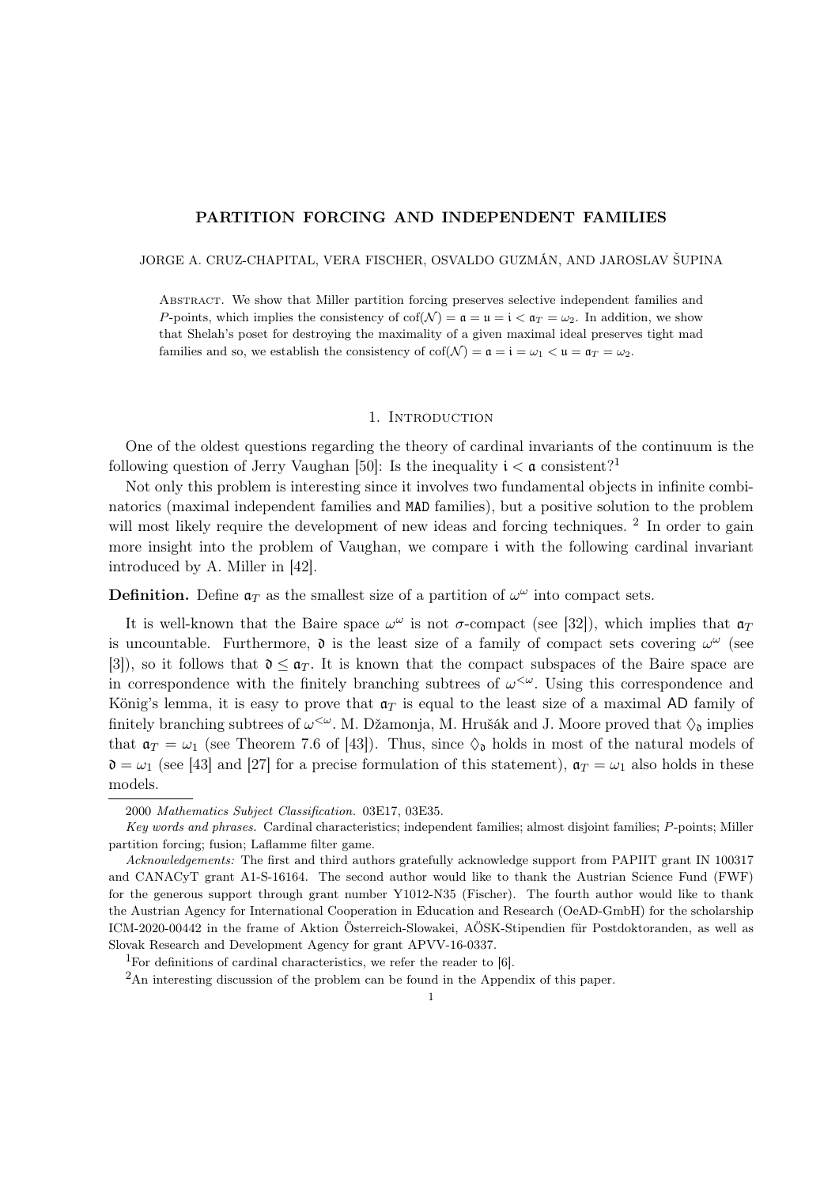# PARTITION FORCING AND INDEPENDENT FAMILIES

JORGE A. CRUZ-CHAPITAL, VERA FISCHER, OSVALDO GUZMÁN, AND JAROSLAV ŠUPINA

Abstract. We show that Miller partition forcing preserves selective independent families and $P$-points, which implies the consistency of $\text{cof}(\mathcal{N}) = \mathfrak{a} = \mathfrak{u} = \mathfrak{i} < \mathfrak{a}_T = \omega_2$. In addition, we show that Shelah's poset for destroying the maximality of a given maximal ideal preserves tight mad families and so, we establish the consistency of $\text{cof}(\mathcal{N}) = \mathfrak{a} = \mathfrak{i} = \omega_1 < \mathfrak{u} = \mathfrak{a}_T = \omega_2$.

## 1. Introduction

One of the oldest questions regarding the theory of cardinal invariants of the continuum is the following question of Jerry Vaughan [50]: Is the inequality $\mathfrak{i} < \mathfrak{a}$ consistent?[1]

Not only this problem is interesting since it involves two fundamental objects in infinite combinatorics (maximal independent families and MAD families), but a positive solution to the problem will most likely require the development of new ideas and forcing techniques. [2] In order to gain more insight into the problem of Vaughan, we compare $\mathfrak{i}$ with the following cardinal invariant introduced by A. Miller in [42].

**Definition.** Define $\mathfrak{a}_T$ as the smallest size of a partition of $\omega^\omega$ into compact sets.

It is well-known that the Baire space $\omega^\omega$ is not $\sigma$-compact (see [32]), which implies that $\mathfrak{a}_T$ is uncountable. Furthermore, $\mathfrak{d}$ is the least size of a family of compact sets covering $\omega^\omega$ (see [3]), so it follows that $\mathfrak{d} \leq \mathfrak{a}_T$. It is known that the compact subspaces of the Baire space are in correspondence with the finitely branching subtrees of $\omega^{<\omega}$. Using this correspondence and König's lemma, it is easy to prove that $\mathfrak{a}_T$ is equal to the least size of a maximal AD family of finitely branching subtrees of $\omega^{<\omega}$. M. Džamonja, M. Hrušák and J. Moore proved that $\diamondsuit_{\mathfrak{d}}$ implies that $\mathfrak{a}_T = \omega_1$ (see Theorem 7.6 of [43]). Thus, since $\diamondsuit_{\mathfrak{d}}$ holds in most of the natural models of $\mathfrak{d} = \omega_1$ (see [43] and [27] for a precise formulation of this statement), $\mathfrak{a}_T = \omega_1$ also holds in these models.

---

2000 *Mathematics Subject Classification.* 03E17, 03E35.

*Key words and phrases.* Cardinal characteristics; independent families; almost disjoint families; $P$-points; Miller partition forcing; fusion; Laflamme filter game.

*Acknowledgements:* The first and third authors gratefully acknowledge support from PAPIIT grant IN 100317 and CANACyT grant A1-S-16164. The second author would like to thank the Austrian Science Fund (FWF) for the generous support through grant number Y1012-N35 (Fischer). The fourth author would like to thank the Austrian Agency for International Cooperation in Education and Research (OeAD-GmbH) for the scholarship ICM-2020-00442 in the frame of Aktion Österreich-Slowakei, AÖSK-Stipendien für Postdoktoranden, as well as Slovak Research and Development Agency for grant APVV-16-0337.

[1] For definitions of cardinal characteristics, we refer the reader to [6].

[2] An interesting discussion of the problem can be found in the Appendix of this paper.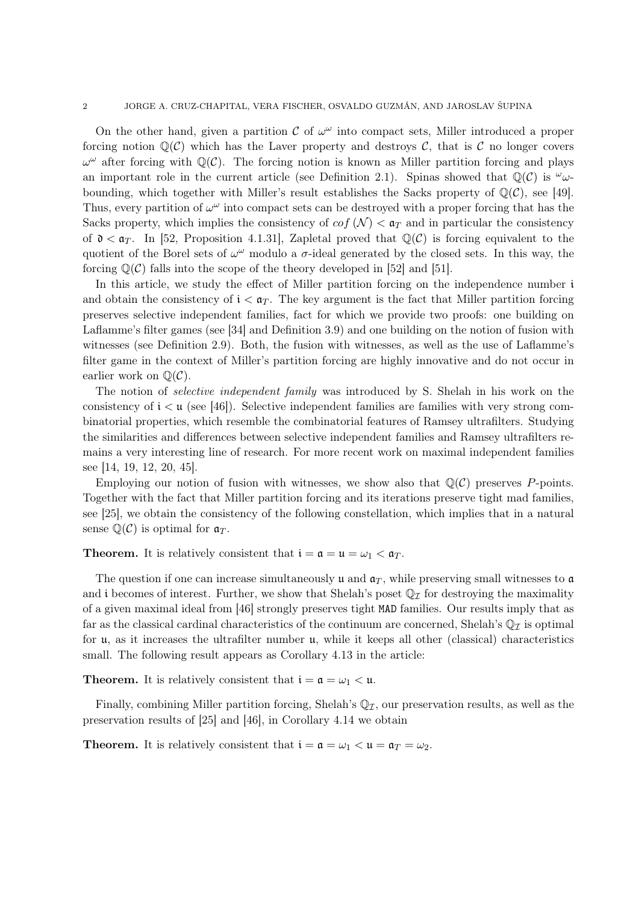On the other hand, given a partition $\mathcal{C}$ of $\omega^\omega$ into compact sets, Miller introduced a proper forcing notion $\mathbb{Q}(\mathcal{C})$ which has the Laver property and destroys $\mathcal{C}$, that is $\mathcal{C}$ no longer covers $\omega^\omega$ after forcing with $\mathbb{Q}(\mathcal{C})$. The forcing notion is known as Miller partition forcing and plays an important role in the current article (see Definition 2.1). Spinas showed that $\mathbb{Q}(\mathcal{C})$ is ${}^\omega\omega$-bounding, which together with Miller's result establishes the Sacks property of $\mathbb{Q}(\mathcal{C})$, see [49]. Thus, every partition of $\omega^\omega$ into compact sets can be destroyed with a proper forcing that has the Sacks property, which implies the consistency of $cof(\mathcal{N}) < \mathfrak{a}_T$ and in particular the consistency of $\mathfrak{d} < \mathfrak{a}_T$. In [52, Proposition 4.1.31], Zapletal proved that $\mathbb{Q}(\mathcal{C})$ is forcing equivalent to the quotient of the Borel sets of $\omega^\omega$ modulo a $\sigma$-ideal generated by the closed sets. In this way, the forcing $\mathbb{Q}(\mathcal{C})$ falls into the scope of the theory developed in [52] and [51].

In this article, we study the effect of Miller partition forcing on the independence number $\mathfrak{i}$ and obtain the consistency of $\mathfrak{i} < \mathfrak{a}_T$. The key argument is the fact that Miller partition forcing preserves selective independent families, fact for which we provide two proofs: one building on Laflamme's filter games (see [34] and Definition 3.9) and one building on the notion of fusion with witnesses (see Definition 2.9). Both, the fusion with witnesses, as well as the use of Laflamme's filter game in the context of Miller's partition forcing are highly innovative and do not occur in earlier work on $\mathbb{Q}(\mathcal{C})$.

The notion of *selective independent family* was introduced by S. Shelah in his work on the consistency of $\mathfrak{i} < \mathfrak{u}$ (see [46]). Selective independent families are families with very strong combinatorial properties, which resemble the combinatorial features of Ramsey ultrafilters. Studying the similarities and differences between selective independent families and Ramsey ultrafilters remains a very interesting line of research. For more recent work on maximal independent families see [14, 19, 12, 20, 45].

Employing our notion of fusion with witnesses, we show also that $\mathbb{Q}(\mathcal{C})$ preserves $P$-points. Together with the fact that Miller partition forcing and its iterations preserve tight mad families, see [25], we obtain the consistency of the following constellation, which implies that in a natural sense $\mathbb{Q}(\mathcal{C})$ is optimal for $\mathfrak{a}_T$.

**Theorem.** It is relatively consistent that $\mathfrak{i} = \mathfrak{a} = \mathfrak{u} = \omega_1 < \mathfrak{a}_T$.

The question if one can increase simultaneously $\mathfrak{u}$ and $\mathfrak{a}_T$, while preserving small witnesses to $\mathfrak{a}$ and $\mathfrak{i}$ becomes of interest. Further, we show that Shelah's poset $\mathbb{Q}_\mathcal{I}$ for destroying the maximality of a given maximal ideal from [46] strongly preserves tight MAD families. Our results imply that as far as the classical cardinal characteristics of the continuum are concerned, Shelah's $\mathbb{Q}_\mathcal{I}$ is optimal for $\mathfrak{u}$, as it increases the ultrafilter number $\mathfrak{u}$, while it keeps all other (classical) characteristics small. The following result appears as Corollary 4.13 in the article:

**Theorem.** It is relatively consistent that $\mathfrak{i} = \mathfrak{a} = \omega_1 < \mathfrak{u}$.

Finally, combining Miller partition forcing, Shelah's $\mathbb{Q}_\mathcal{I}$, our preservation results, as well as the preservation results of [25] and [46], in Corollary 4.14 we obtain

**Theorem.** It is relatively consistent that $\mathfrak{i} = \mathfrak{a} = \omega_1 < \mathfrak{u} = \mathfrak{a}_T = \omega_2$.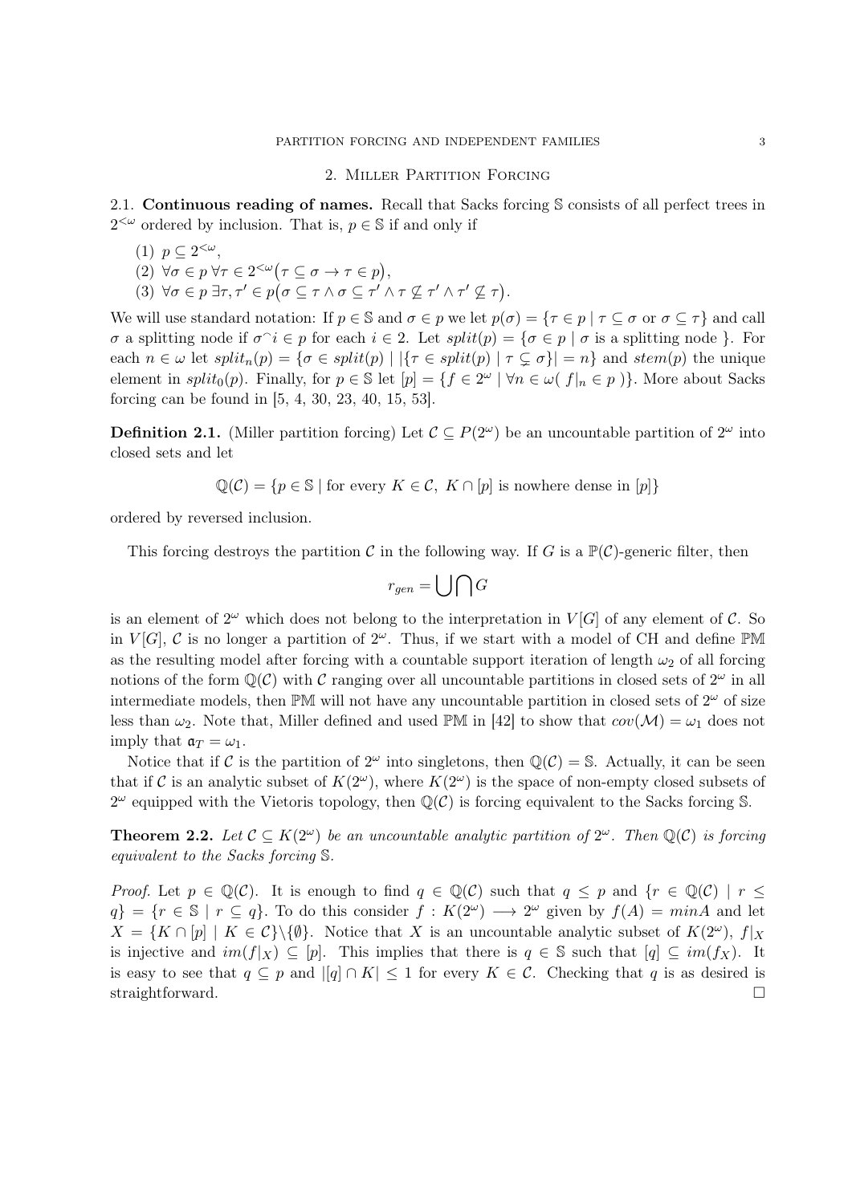## 2. Miller Partition Forcing

**2.1. Continuous reading of names.** Recall that Sacks forcing $\mathbb{S}$ consists of all perfect trees in $2^{<\omega}$ ordered by inclusion. That is, $p \in \mathbb{S}$ if and only if

(1) $p \subseteq 2^{<\omega}$,
(2) $\forall \sigma \in p\ \forall \tau \in 2^{<\omega}\big(\tau \subseteq \sigma \rightarrow \tau \in p\big)$,
(3) $\forall \sigma \in p\ \exists \tau, \tau' \in p\big(\sigma \subseteq \tau \wedge \sigma \subseteq \tau' \wedge \tau \not\subseteq \tau' \wedge \tau' \not\subseteq \tau\big)$.

We will use standard notation: If $p \in \mathbb{S}$ and $\sigma \in p$ we let $p(\sigma) = \{\tau \in p \mid \tau \subseteq \sigma \text{ or } \sigma \subseteq \tau\}$ and call $\sigma$ a splitting node if $\sigma^\frown i \in p$ for each $i \in 2$. Let $split(p) = \{\sigma \in p \mid \sigma \text{ is a splitting node }\}$. For each $n \in \omega$ let $split_n(p) = \{\sigma \in split(p) \mid |\{\tau \in split(p) \mid \tau \subsetneq \sigma\}| = n\}$ and $stem(p)$ the unique element in $split_0(p)$. Finally, for $p \in \mathbb{S}$ let $[p] = \{f \in 2^\omega \mid \forall n \in \omega(\ f|_n \in p\ )\}$. More about Sacks forcing can be found in [5, 4, 30, 23, 40, 15, 53].

**Definition 2.1.** (Miller partition forcing) Let $\mathcal{C} \subseteq P(2^\omega)$ be an uncountable partition of $2^\omega$ into closed sets and let

$$\mathbb{Q}(\mathcal{C}) = \{p \in \mathbb{S} \mid \text{for every } K \in \mathcal{C},\ K \cap [p] \text{ is nowhere dense in } [p]\}$$

ordered by reversed inclusion.

This forcing destroys the partition $\mathcal{C}$ in the following way. If $G$ is a $\mathbb{P}(\mathcal{C})$-generic filter, then

$$r_{gen} = \bigcup \bigcap G$$

is an element of $2^\omega$ which does not belong to the interpretation in $V[G]$ of any element of $\mathcal{C}$. So in $V[G]$, $\mathcal{C}$ is no longer a partition of $2^\omega$. Thus, if we start with a model of CH and define $\mathbb{PM}$ as the resulting model after forcing with a countable support iteration of length $\omega_2$ of all forcing notions of the form $\mathbb{Q}(\mathcal{C})$ with $\mathcal{C}$ ranging over all uncountable partitions in closed sets of $2^\omega$ in all intermediate models, then $\mathbb{PM}$ will not have any uncountable partition in closed sets of $2^\omega$ of size less than $\omega_2$. Note that, Miller defined and used $\mathbb{PM}$ in [42] to show that $cov(\mathcal{M}) = \omega_1$ does not imply that $\mathfrak{a}_T = \omega_1$.

Notice that if $\mathcal{C}$ is the partition of $2^\omega$ into singletons, then $\mathbb{Q}(\mathcal{C}) = \mathbb{S}$. Actually, it can be seen that if $\mathcal{C}$ is an analytic subset of $K(2^\omega)$, where $K(2^\omega)$ is the space of non-empty closed subsets of $2^\omega$ equipped with the Vietoris topology, then $\mathbb{Q}(\mathcal{C})$ is forcing equivalent to the Sacks forcing $\mathbb{S}$.

**Theorem 2.2.** *Let $\mathcal{C} \subseteq K(2^\omega)$ be an uncountable analytic partition of $2^\omega$. Then $\mathbb{Q}(\mathcal{C})$ is forcing equivalent to the Sacks forcing $\mathbb{S}$.*

*Proof.* Let $p \in \mathbb{Q}(\mathcal{C})$. It is enough to find $q \in \mathbb{Q}(\mathcal{C})$ such that $q \leq p$ and $\{r \in \mathbb{Q}(\mathcal{C}) \mid r \leq q\} = \{r \in \mathbb{S} \mid r \subseteq q\}$. To do this consider $f : K(2^\omega) \longrightarrow 2^\omega$ given by $f(A) = minA$ and let $X = \{K \cap [p] \mid K \in \mathcal{C}\} \backslash \{\emptyset\}$. Notice that $X$ is an uncountable analytic subset of $K(2^\omega)$, $f|_X$ is injective and $im(f|_X) \subseteq [p]$. This implies that there is $q \in \mathbb{S}$ such that $[q] \subseteq im(f_X)$. It is easy to see that $q \subseteq p$ and $|[q] \cap K| \leq 1$ for every $K \in \mathcal{C}$. Checking that $q$ is as desired is straightforward. $\square$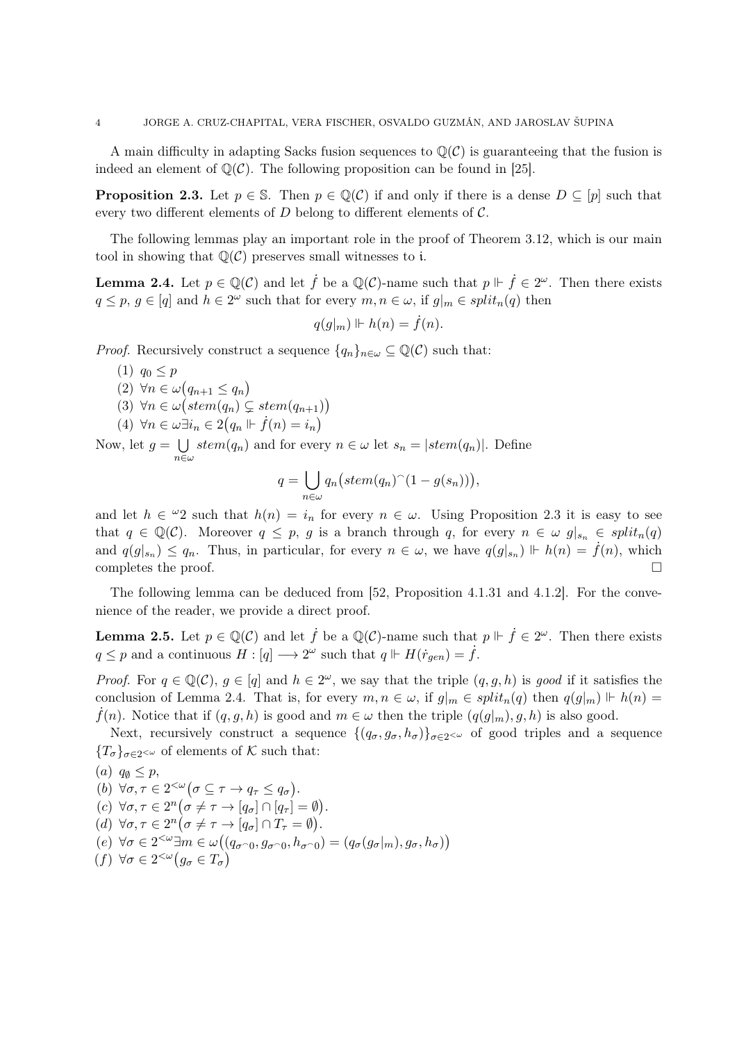A main difficulty in adapting Sacks fusion sequences to $\mathbb{Q}(\mathcal{C})$ is guaranteeing that the fusion is indeed an element of $\mathbb{Q}(\mathcal{C})$. The following proposition can be found in [25].

**Proposition 2.3.** Let $p \in \mathbb{S}$. Then $p \in \mathbb{Q}(\mathcal{C})$ if and only if there is a dense $D \subseteq [p]$ such that every two different elements of $D$ belong to different elements of $\mathcal{C}$.

The following lemmas play an important role in the proof of Theorem 3.12, which is our main tool in showing that $\mathbb{Q}(\mathcal{C})$ preserves small witnesses to $\mathfrak{i}$.

**Lemma 2.4.** Let $p \in \mathbb{Q}(\mathcal{C})$ and let $\dot{f}$ be a $\mathbb{Q}(\mathcal{C})$-name such that $p \Vdash \dot{f} \in 2^\omega$. Then there exists $q \leq p$, $g \in [q]$ and $h \in 2^\omega$ such that for every $m, n \in \omega$, if $g|_m \in split_n(q)$ then

$$q(g|_m) \Vdash h(n) = \dot{f}(n).$$

*Proof.* Recursively construct a sequence $\{q_n\}_{n\in\omega} \subseteq \mathbb{Q}(\mathcal{C})$ such that:

(1) $q_0 \leq p$
(2) $\forall n \in \omega\big(q_{n+1} \leq q_n\big)$
(3) $\forall n \in \omega\big(stem(q_n) \subsetneq stem(q_{n+1})\big)$
(4) $\forall n \in \omega \exists i_n \in 2\big(q_n \Vdash \dot{f}(n) = i_n\big)$

Now, let $g = \bigcup_{n\in\omega} stem(q_n)$ and for every $n \in \omega$ let $s_n = |stem(q_n)|$. Define

$$q = \bigcup_{n\in\omega} q_n\big(stem(q_n)^\frown(1 - g(s_n))\big),$$

and let $h \in {}^\omega 2$ such that $h(n) = i_n$ for every $n \in \omega$. Using Proposition 2.3 it is easy to see that $q \in \mathbb{Q}(\mathcal{C})$. Moreover $q \leq p$, $g$ is a branch through $q$, for every $n \in \omega$ $g|_{s_n} \in split_n(q)$ and $q(g|_{s_n}) \leq q_n$. Thus, in particular, for every $n \in \omega$, we have $q(g|_{s_n}) \Vdash h(n) = \dot{f}(n)$, which completes the proof. $\square$

The following lemma can be deduced from [52, Proposition 4.1.31 and 4.1.2]. For the convenience of the reader, we provide a direct proof.

**Lemma 2.5.** Let $p \in \mathbb{Q}(\mathcal{C})$ and let $\dot{f}$ be a $\mathbb{Q}(\mathcal{C})$-name such that $p \Vdash \dot{f} \in 2^\omega$. Then there exists $q \leq p$ and a continuous $H : [q] \longrightarrow 2^\omega$ such that $q \Vdash H(\dot{r}_{gen}) = \dot{f}$.

*Proof.* For $q \in \mathbb{Q}(\mathcal{C})$, $g \in [q]$ and $h \in 2^\omega$, we say that the triple $(q, g, h)$ is *good* if it satisfies the conclusion of Lemma 2.4. That is, for every $m, n \in \omega$, if $g|_m \in split_n(q)$ then $q(g|_m) \Vdash h(n) = \dot{f}(n)$. Notice that if $(q, g, h)$ is good and $m \in \omega$ then the triple $(q(g|_m), g, h)$ is also good.

Next, recursively construct a sequence $\{(q_\sigma, g_\sigma, h_\sigma)\}_{\sigma\in 2^{<\omega}}$ of good triples and a sequence $\{T_\sigma\}_{\sigma\in 2^{<\omega}}$ of elements of $\mathcal{K}$ such that:

(a) $q_\emptyset \leq p$,
(b) $\forall \sigma, \tau \in 2^{<\omega}\big(\sigma \subseteq \tau \to q_\tau \leq q_\sigma\big)$.
(c) $\forall \sigma, \tau \in 2^n\big(\sigma \neq \tau \to [q_\sigma] \cap [q_\tau] = \emptyset\big)$.
(d) $\forall \sigma, \tau \in 2^n\big(\sigma \neq \tau \to [q_\sigma] \cap T_\tau = \emptyset\big)$.
(e) $\forall \sigma \in 2^{<\omega} \exists m \in \omega\big((q_{\sigma^\frown 0}, g_{\sigma^\frown 0}, h_{\sigma^\frown 0}) = (q_\sigma(g_\sigma|_m), g_\sigma, h_\sigma)\big)$
(f) $\forall \sigma \in 2^{<\omega}\big(g_\sigma \in T_\sigma\big)$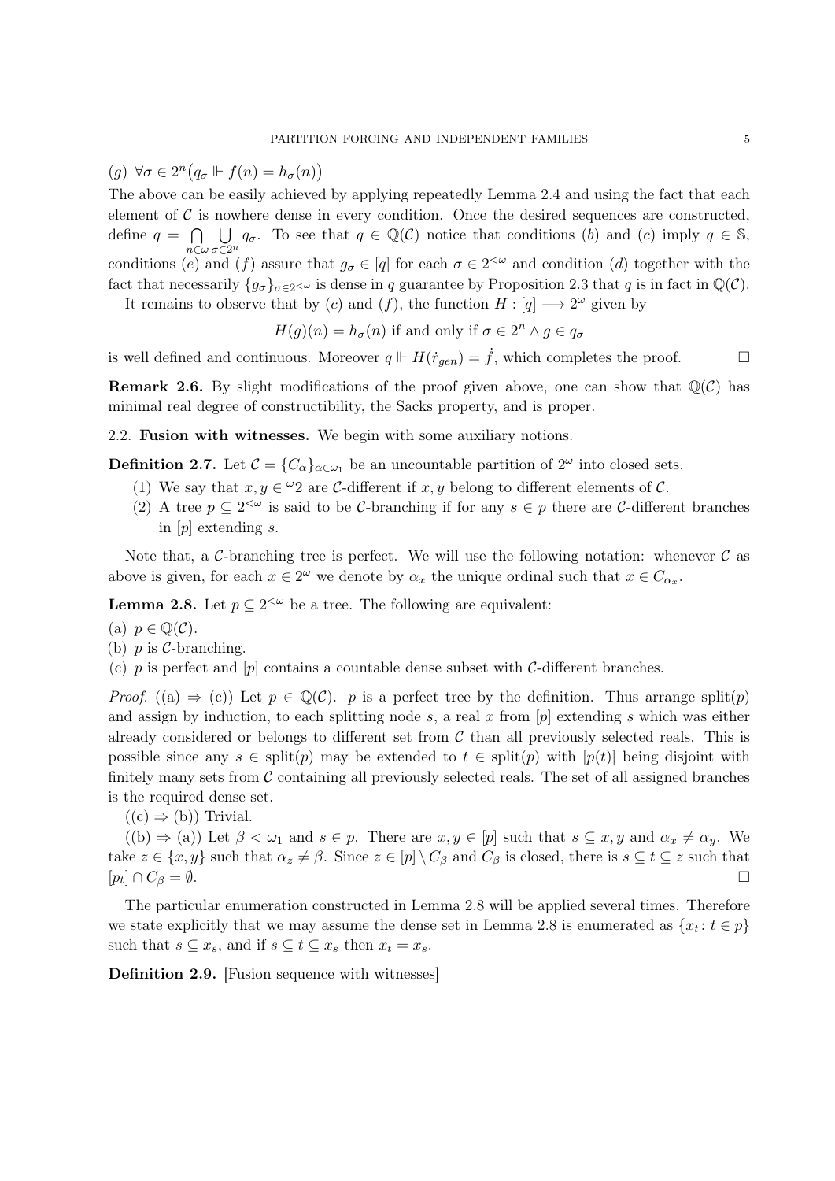(g) $\forall \sigma \in 2^n \big( q_\sigma \Vdash f(n) = h_\sigma(n) \big)$

The above can be easily achieved by applying repeatedly Lemma 2.4 and using the fact that each element of $\mathcal{C}$ is nowhere dense in every condition. Once the desired sequences are constructed, define $q = \bigcap_{n \in \omega} \bigcup_{\sigma \in 2^n} q_\sigma$. To see that $q \in \mathbb{Q}(\mathcal{C})$ notice that conditions $(b)$ and $(c)$ imply $q \in \mathbb{S}$, conditions $(e)$ and $(f)$ assure that $g_\sigma \in [q]$ for each $\sigma \in 2^{<\omega}$ and condition $(d)$ together with the fact that necessarily $\{g_\sigma\}_{\sigma \in 2^{<\omega}}$ is dense in $q$ guarantee by Proposition 2.3 that $q$ is in fact in $\mathbb{Q}(\mathcal{C})$.

It remains to observe that by $(c)$ and $(f)$, the function $H : [q] \longrightarrow 2^\omega$ given by

$$H(g)(n) = h_\sigma(n) \text{ if and only if } \sigma \in 2^n \wedge g \in q_\sigma$$

is well defined and continuous. Moreover $q \Vdash H(\dot{r}_{gen}) = \dot{f}$, which completes the proof. $\square$

**Remark 2.6.** By slight modifications of the proof given above, one can show that $\mathbb{Q}(\mathcal{C})$ has minimal real degree of constructibility, the Sacks property, and is proper.

## 2.2. Fusion with witnesses.

We begin with some auxiliary notions.

**Definition 2.7.** Let $\mathcal{C} = \{C_\alpha\}_{\alpha \in \omega_1}$ be an uncountable partition of $2^\omega$ into closed sets.

1. We say that $x, y \in {}^\omega 2$ are $\mathcal{C}$-different if $x, y$ belong to different elements of $\mathcal{C}$.
2. A tree $p \subseteq 2^{<\omega}$ is said to be $\mathcal{C}$-branching if for any $s \in p$ there are $\mathcal{C}$-different branches in $[p]$ extending $s$.

Note that, a $\mathcal{C}$-branching tree is perfect. We will use the following notation: whenever $\mathcal{C}$ as above is given, for each $x \in 2^\omega$ we denote by $\alpha_x$ the unique ordinal such that $x \in C_{\alpha_x}$.

**Lemma 2.8.** Let $p \subseteq 2^{<\omega}$ be a tree. The following are equivalent:

(a) $p \in \mathbb{Q}(\mathcal{C})$.

(b) $p$ is $\mathcal{C}$-branching.

(c) $p$ is perfect and $[p]$ contains a countable dense subset with $\mathcal{C}$-different branches.

*Proof.* ((a) $\Rightarrow$ (c)) Let $p \in \mathbb{Q}(\mathcal{C})$. $p$ is a perfect tree by the definition. Thus arrange $\operatorname{split}(p)$ and assign by induction, to each splitting node $s$, a real $x$ from $[p]$ extending $s$ which was either already considered or belongs to different set from $\mathcal{C}$ than all previously selected reals. This is possible since any $s \in \operatorname{split}(p)$ may be extended to $t \in \operatorname{split}(p)$ with $[p(t)]$ being disjoint with finitely many sets from $\mathcal{C}$ containing all previously selected reals. The set of all assigned branches is the required dense set.

((c) $\Rightarrow$ (b)) Trivial.

((b) $\Rightarrow$ (a)) Let $\beta < \omega_1$ and $s \in p$. There are $x, y \in [p]$ such that $s \subseteq x, y$ and $\alpha_x \neq \alpha_y$. We take $z \in \{x, y\}$ such that $\alpha_z \neq \beta$. Since $z \in [p] \setminus C_\beta$ and $C_\beta$ is closed, there is $s \subseteq t \subseteq z$ such that $[p_t] \cap C_\beta = \emptyset$. $\square$

The particular enumeration constructed in Lemma 2.8 will be applied several times. Therefore we state explicitly that we may assume the dense set in Lemma 2.8 is enumerated as $\{x_t : t \in p\}$ such that $s \subseteq x_s$, and if $s \subseteq t \subseteq x_s$ then $x_t = x_s$.

**Definition 2.9.** [Fusion sequence with witnesses]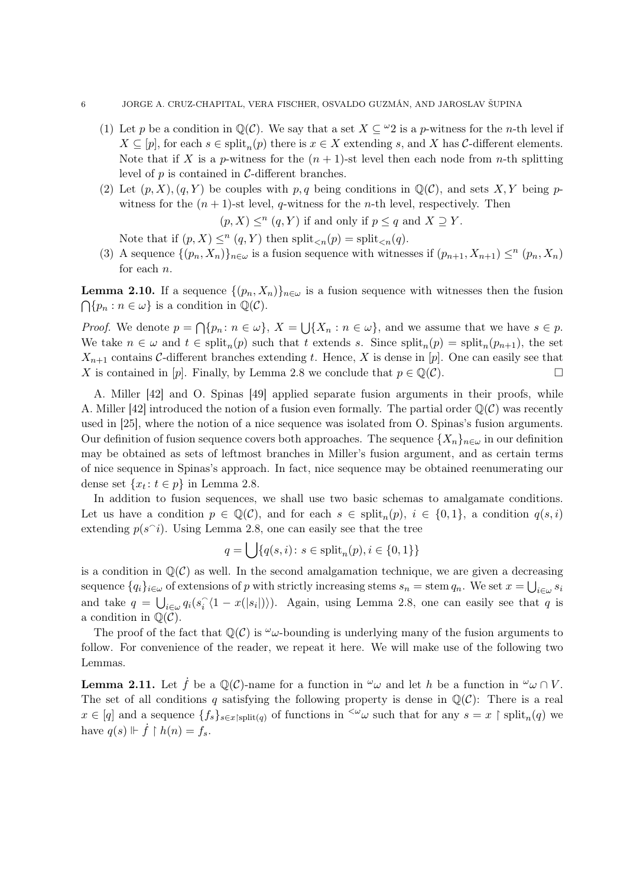(1) Let $p$ be a condition in $\mathbb{Q}(\mathcal{C})$. We say that a set $X \subseteq {}^{\omega}2$ is a $p$-witness for the $n$-th level if $X \subseteq [p]$, for each $s \in \operatorname{split}_n(p)$ there is $x \in X$ extending $s$, and $X$ has $\mathcal{C}$-different elements. Note that if $X$ is a $p$-witness for the $(n+1)$-st level then each node from $n$-th splitting level of $p$ is contained in $\mathcal{C}$-different branches.

(2) Let $(p, X), (q, Y)$ be couples with $p, q$ being conditions in $\mathbb{Q}(\mathcal{C})$, and sets $X, Y$ being $p$-witness for the $(n+1)$-st level, $q$-witness for the $n$-th level, respectively. Then

$$(p, X) \leq^n (q, Y) \text{ if and only if } p \leq q \text{ and } X \supseteq Y.$$

Note that if $(p, X) \leq^n (q, Y)$ then $\operatorname{split}_{<n}(p) = \operatorname{split}_{<n}(q)$.

(3) A sequence $\{(p_n, X_n)\}_{n\in\omega}$ is a fusion sequence with witnesses if $(p_{n+1}, X_{n+1}) \leq^n (p_n, X_n)$ for each $n$.

**Lemma 2.10.** *If a sequence $\{(p_n, X_n)\}_{n\in\omega}$ is a fusion sequence with witnesses then the fusion $\bigcap\{p_n : n \in \omega\}$ is a condition in $\mathbb{Q}(\mathcal{C})$.*

*Proof.* We denote $p = \bigcap\{p_n : n \in \omega\}$, $X = \bigcup\{X_n : n \in \omega\}$, and we assume that we have $s \in p$. We take $n \in \omega$ and $t \in \operatorname{split}_n(p)$ such that $t$ extends $s$. Since $\operatorname{split}_n(p) = \operatorname{split}_n(p_{n+1})$, the set $X_{n+1}$ contains $\mathcal{C}$-different branches extending $t$. Hence, $X$ is dense in $[p]$. One can easily see that $X$ is contained in $[p]$. Finally, by Lemma 2.8 we conclude that $p \in \mathbb{Q}(\mathcal{C})$. $\square$

A. Miller [42] and O. Spinas [49] applied separate fusion arguments in their proofs, while A. Miller [42] introduced the notion of a fusion even formally. The partial order $\mathbb{Q}(\mathcal{C})$ was recently used in [25], where the notion of a nice sequence was isolated from O. Spinas's fusion arguments. Our definition of fusion sequence covers both approaches. The sequence $\{X_n\}_{n\in\omega}$ in our definition may be obtained as sets of leftmost branches in Miller's fusion argument, and as certain terms of nice sequence in Spinas's approach. In fact, nice sequence may be obtained reenumerating our dense set $\{x_t : t \in p\}$ in Lemma 2.8.

In addition to fusion sequences, we shall use two basic schemas to amalgamate conditions. Let us have a condition $p \in \mathbb{Q}(\mathcal{C})$, and for each $s \in \operatorname{split}_n(p)$, $i \in \{0, 1\}$, a condition $q(s, i)$ extending $p(s^\frown i)$. Using Lemma 2.8, one can easily see that the tree

$$q = \bigcup\{q(s, i) : s \in \operatorname{split}_n(p), i \in \{0, 1\}\}$$

is a condition in $\mathbb{Q}(\mathcal{C})$ as well. In the second amalgamation technique, we are given a decreasing sequence $\{q_i\}_{i\in\omega}$ of extensions of $p$ with strictly increasing stems $s_n = \operatorname{stem} q_n$. We set $x = \bigcup_{i\in\omega} s_i$ and take $q = \bigcup_{i\in\omega} q_i(s_i^\frown\langle 1 - x(|s_i|)\rangle)$. Again, using Lemma 2.8, one can easily see that $q$ is a condition in $\mathbb{Q}(\mathcal{C})$.

The proof of the fact that $\mathbb{Q}(\mathcal{C})$ is ${}^{\omega}\omega$-bounding is underlying many of the fusion arguments to follow. For convenience of the reader, we repeat it here. We will make use of the following two Lemmas.

**Lemma 2.11.** *Let $\dot{f}$ be a $\mathbb{Q}(\mathcal{C})$-name for a function in ${}^{\omega}\omega$ and let $h$ be a function in ${}^{\omega}\omega \cap V$. The set of all conditions $q$ satisfying the following property is dense in $\mathbb{Q}(\mathcal{C})$: There is a real $x \in [q]$ and a sequence $\{f_s\}_{s\in x\restriction\operatorname{split}(q)}$ of functions in ${}^{<\omega}\omega$ such that for any $s = x \restriction \operatorname{split}_n(q)$ we have $q(s) \Vdash \dot{f} \restriction h(n) = f_s$.*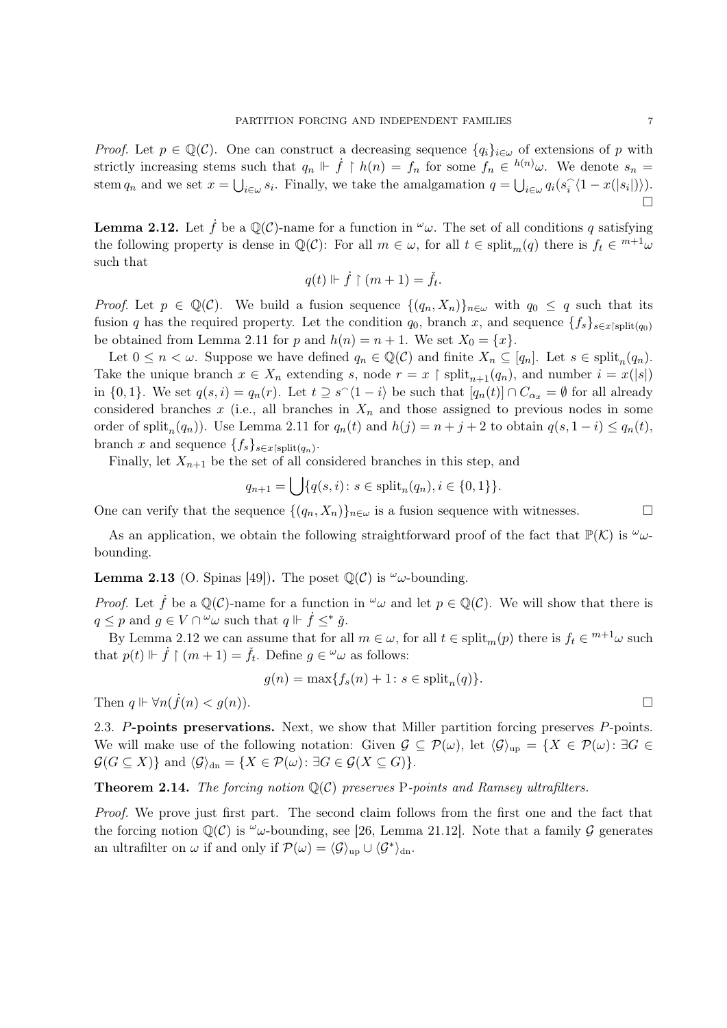*Proof.* Let $p \in \mathbb{Q}(\mathcal{C})$. One can construct a decreasing sequence $\{q_i\}_{i\in\omega}$ of extensions of $p$ with strictly increasing stems such that $q_n \Vdash \dot{f} \restriction h(n) = f_n$ for some $f_n \in {}^{h(n)}\omega$. We denote $s_n = \operatorname{stem} q_n$ and we set $x = \bigcup_{i\in\omega} s_i$. Finally, we take the amalgamation $q = \bigcup_{i\in\omega} q_i(s_i^\frown\langle 1 - x(|s_i|)\rangle)$. $\square$

**Lemma 2.12.** Let $\dot{f}$ be a $\mathbb{Q}(\mathcal{C})$-name for a function in ${}^\omega\omega$. The set of all conditions $q$ satisfying the following property is dense in $\mathbb{Q}(\mathcal{C})$: For all $m \in \omega$, for all $t \in \operatorname{split}_m(q)$ there is $f_t \in {}^{m+1}\omega$ such that

$$q(t) \Vdash \dot{f} \restriction (m+1) = \check{f}_t.$$

*Proof.* Let $p \in \mathbb{Q}(\mathcal{C})$. We build a fusion sequence $\{(q_n, X_n)\}_{n\in\omega}$ with $q_0 \leq q$ such that its fusion $q$ has the required property. Let the condition $q_0$, branch $x$, and sequence $\{f_s\}_{s\in x\restriction \operatorname{split}(q_0)}$ be obtained from Lemma 2.11 for $p$ and $h(n) = n + 1$. We set $X_0 = \{x\}$.

Let $0 \leq n < \omega$. Suppose we have defined $q_n \in \mathbb{Q}(\mathcal{C})$ and finite $X_n \subseteq [q_n]$. Let $s \in \operatorname{split}_n(q_n)$. Take the unique branch $x \in X_n$ extending $s$, node $r = x \restriction \operatorname{split}_{n+1}(q_n)$, and number $i = x(|s|)$ in $\{0, 1\}$. We set $q(s, i) = q_n(r)$. Let $t \supseteq s^\frown\langle 1 - i\rangle$ be such that $[q_n(t)] \cap C_{\alpha_x} = \emptyset$ for all already considered branches $x$ (i.e., all branches in $X_n$ and those assigned to previous nodes in some order of $\operatorname{split}_n(q_n)$). Use Lemma 2.11 for $q_n(t)$ and $h(j) = n + j + 2$ to obtain $q(s, 1 - i) \leq q_n(t)$, branch $x$ and sequence $\{f_s\}_{s\in x\restriction \operatorname{split}(q_n)}$.

Finally, let $X_{n+1}$ be the set of all considered branches in this step, and

$$q_{n+1} = \bigcup\{q(s, i) \colon s \in \operatorname{split}_n(q_n), i \in \{0, 1\}\}.$$

One can verify that the sequence $\{(q_n, X_n)\}_{n\in\omega}$ is a fusion sequence with witnesses. $\square$

As an application, we obtain the following straightforward proof of the fact that $\mathbb{P}(\mathcal{K})$ is ${}^\omega\omega$-bounding.

**Lemma 2.13** (O. Spinas [49])**.** The poset $\mathbb{Q}(\mathcal{C})$ is ${}^\omega\omega$-bounding.

*Proof.* Let $\dot{f}$ be a $\mathbb{Q}(\mathcal{C})$-name for a function in ${}^\omega\omega$ and let $p \in \mathbb{Q}(\mathcal{C})$. We will show that there is $q \leq p$ and $g \in V \cap {}^\omega\omega$ such that $q \Vdash \dot{f} \leq^* \check{g}$.

By Lemma 2.12 we can assume that for all $m \in \omega$, for all $t \in \operatorname{split}_m(p)$ there is $f_t \in {}^{m+1}\omega$ such that $p(t) \Vdash \dot{f} \restriction (m+1) = \check{f}_t$. Define $g \in {}^\omega\omega$ as follows:

$$g(n) = \max\{f_s(n) + 1 \colon s \in \operatorname{split}_n(q)\}.$$

Then $q \Vdash \forall n(\dot{f}(n) < g(n))$. $\square$

2.3. **$P$-points preservations.** Next, we show that Miller partition forcing preserves $P$-points. We will make use of the following notation: Given $\mathcal{G} \subseteq \mathcal{P}(\omega)$, let $\langle\mathcal{G}\rangle_{\text{up}} = \{X \in \mathcal{P}(\omega) \colon \exists G \in \mathcal{G}(G \subseteq X)\}$ and $\langle\mathcal{G}\rangle_{\text{dn}} = \{X \in \mathcal{P}(\omega) \colon \exists G \in \mathcal{G}(X \subseteq G)\}$.

**Theorem 2.14.** *The forcing notion $\mathbb{Q}(\mathcal{C})$ preserves* P*-points and Ramsey ultrafilters.*

*Proof.* We prove just first part. The second claim follows from the first one and the fact that the forcing notion $\mathbb{Q}(\mathcal{C})$ is ${}^\omega\omega$-bounding, see [26, Lemma 21.12]. Note that a family $\mathcal{G}$ generates an ultrafilter on $\omega$ if and only if $\mathcal{P}(\omega) = \langle\mathcal{G}\rangle_{\text{up}} \cup \langle\mathcal{G}^*\rangle_{\text{dn}}$.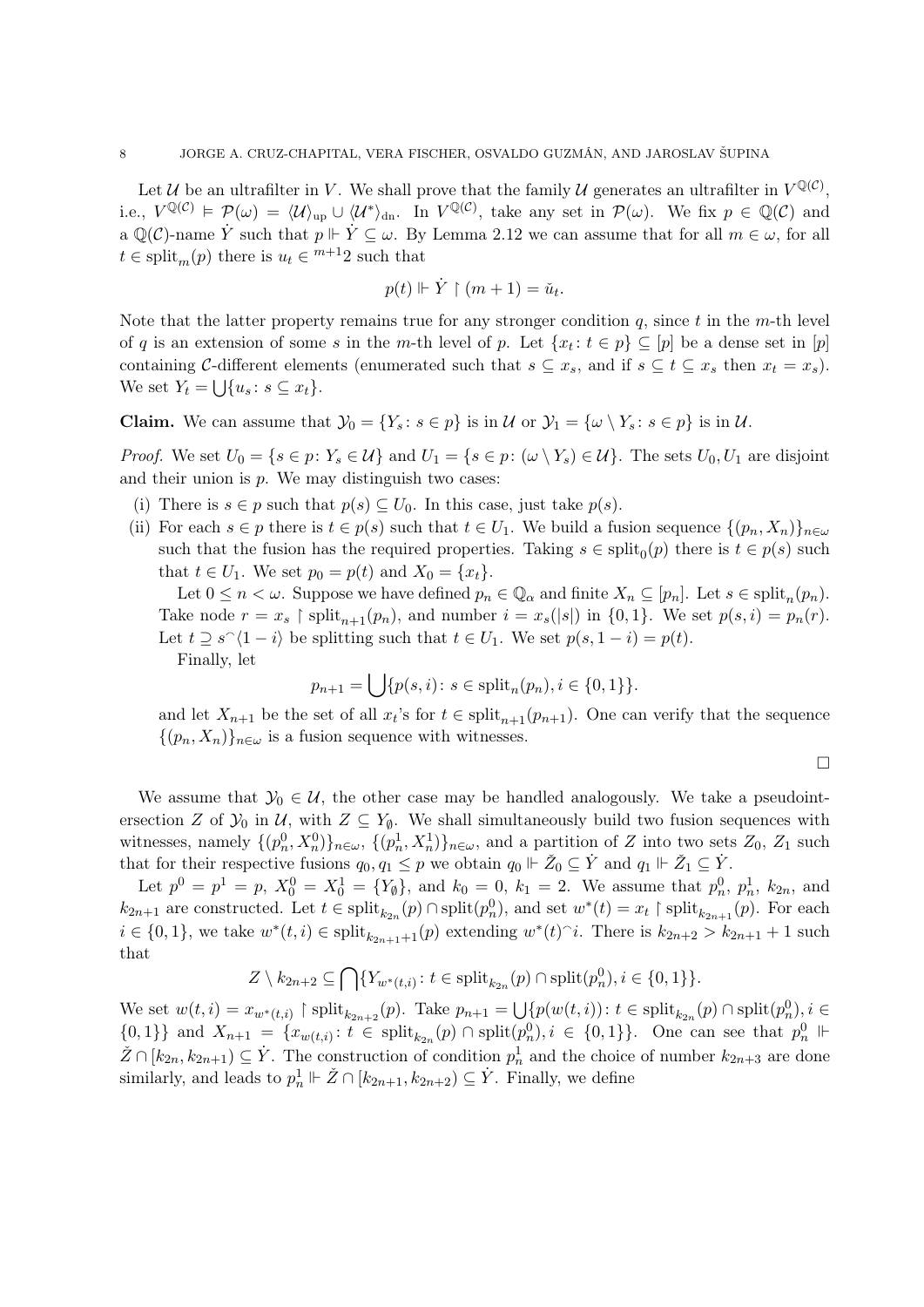Let $\mathcal{U}$ be an ultrafilter in $V$. We shall prove that the family $\mathcal{U}$ generates an ultrafilter in $V^{\mathbb{Q}(\mathcal{C})}$, i.e., $V^{\mathbb{Q}(\mathcal{C})} \models \mathcal{P}(\omega) = \langle \mathcal{U} \rangle_{\rm up} \cup \langle \mathcal{U}^* \rangle_{\rm dn}$. In $V^{\mathbb{Q}(\mathcal{C})}$, take any set in $\mathcal{P}(\omega)$. We fix $p \in \mathbb{Q}(\mathcal{C})$ and a $\mathbb{Q}(\mathcal{C})$-name $\dot{Y}$ such that $p \Vdash \dot{Y} \subseteq \omega$. By Lemma 2.12 we can assume that for all $m \in \omega$, for all $t \in \operatorname{split}_m(p)$ there is $u_t \in {}^{m+1}2$ such that

$$p(t) \Vdash \dot{Y} \restriction (m+1) = \check{u}_t.$$

Note that the latter property remains true for any stronger condition $q$, since $t$ in the $m$-th level of $q$ is an extension of some $s$ in the $m$-th level of $p$. Let $\{x_t \colon t \in p\} \subseteq [p]$ be a dense set in $[p]$ containing $\mathcal{C}$-different elements (enumerated such that $s \subseteq x_s$, and if $s \subseteq t \subseteq x_s$ then $x_t = x_s$). We set $Y_t = \bigcup\{u_s \colon s \subseteq x_t\}$.

**Claim.** We can assume that $\mathcal{Y}_0 = \{Y_s \colon s \in p\}$ is in $\mathcal{U}$ or $\mathcal{Y}_1 = \{\omega \setminus Y_s \colon s \in p\}$ is in $\mathcal{U}$.

*Proof.* We set $U_0 = \{s \in p \colon Y_s \in \mathcal{U}\}$ and $U_1 = \{s \in p \colon (\omega \setminus Y_s) \in \mathcal{U}\}$. The sets $U_0, U_1$ are disjoint and their union is $p$. We may distinguish two cases:

(i) There is $s \in p$ such that $p(s) \subseteq U_0$. In this case, just take $p(s)$.

(ii) For each $s \in p$ there is $t \in p(s)$ such that $t \in U_1$. We build a fusion sequence $\{(p_n, X_n)\}_{n\in\omega}$ such that the fusion has the required properties. Taking $s \in \operatorname{split}_0(p)$ there is $t \in p(s)$ such that $t \in U_1$. We set $p_0 = p(t)$ and $X_0 = \{x_t\}$.

Let $0 \leq n < \omega$. Suppose we have defined $p_n \in \mathbb{Q}_\alpha$ and finite $X_n \subseteq [p_n]$. Let $s \in \operatorname{split}_n(p_n)$. Take node $r = x_s \restriction \operatorname{split}_{n+1}(p_n)$, and number $i = x_s(|s|)$ in $\{0,1\}$. We set $p(s,i) = p_n(r)$. Let $t \supseteq s^\frown\langle 1-i \rangle$ be splitting such that $t \in U_1$. We set $p(s, 1-i) = p(t)$.

Finally, let

$$p_{n+1} = \bigcup\{p(s,i) \colon s \in \operatorname{split}_n(p_n), i \in \{0,1\}\}.$$

and let $X_{n+1}$ be the set of all $x_t$'s for $t \in \operatorname{split}_{n+1}(p_{n+1})$. One can verify that the sequence $\{(p_n, X_n)\}_{n\in\omega}$ is a fusion sequence with witnesses.

$\square$

We assume that $\mathcal{Y}_0 \in \mathcal{U}$, the other case may be handled analogously. We take a pseudointersection $Z$ of $\mathcal{Y}_0$ in $\mathcal{U}$, with $Z \subseteq Y_\emptyset$. We shall simultaneously build two fusion sequences with witnesses, namely $\{(p^0_n, X^0_n)\}_{n\in\omega}$, $\{(p^1_n, X^1_n)\}_{n\in\omega}$, and a partition of $Z$ into two sets $Z_0$, $Z_1$ such that for their respective fusions $q_0, q_1 \leq p$ we obtain $q_0 \Vdash \check{Z}_0 \subseteq \dot{Y}$ and $q_1 \Vdash \check{Z}_1 \subseteq \dot{Y}$.

Let $p^0 = p^1 = p$, $X^0_0 = X^1_0 = \{Y_\emptyset\}$, and $k_0 = 0$, $k_1 = 2$. We assume that $p^0_n$, $p^1_n$, $k_{2n}$, and $k_{2n+1}$ are constructed. Let $t \in \operatorname{split}_{k_{2n}}(p) \cap \operatorname{split}(p^0_n)$, and set $w^*(t) = x_t \restriction \operatorname{split}_{k_{2n+1}}(p)$. For each $i \in \{0,1\}$, we take $w^*(t,i) \in \operatorname{split}_{k_{2n+1}+1}(p)$ extending $w^*(t)^\frown i$. There is $k_{2n+2} > k_{2n+1}+1$ such that

$$Z \setminus k_{2n+2} \subseteq \bigcap\{Y_{w^*(t,i)} \colon t \in \operatorname{split}_{k_{2n}}(p) \cap \operatorname{split}(p^0_n), i \in \{0,1\}\}.$$

We set $w(t,i) = x_{w^*(t,i)} \restriction \operatorname{split}_{k_{2n+2}}(p)$. Take $p_{n+1} = \bigcup\{p(w(t,i)) \colon t \in \operatorname{split}_{k_{2n}}(p) \cap \operatorname{split}(p^0_n), i \in \{0,1\}\}$ and $X_{n+1} = \{x_{w(t,i)} \colon t \in \operatorname{split}_{k_{2n}}(p) \cap \operatorname{split}(p^0_n), i \in \{0,1\}\}$. One can see that $p^0_n \Vdash \check{Z} \cap [k_{2n}, k_{2n+1}) \subseteq \dot{Y}$. The construction of condition $p^1_n$ and the choice of number $k_{2n+3}$ are done similarly, and leads to $p^1_n \Vdash \check{Z} \cap [k_{2n+1}, k_{2n+2}) \subseteq \dot{Y}$. Finally, we define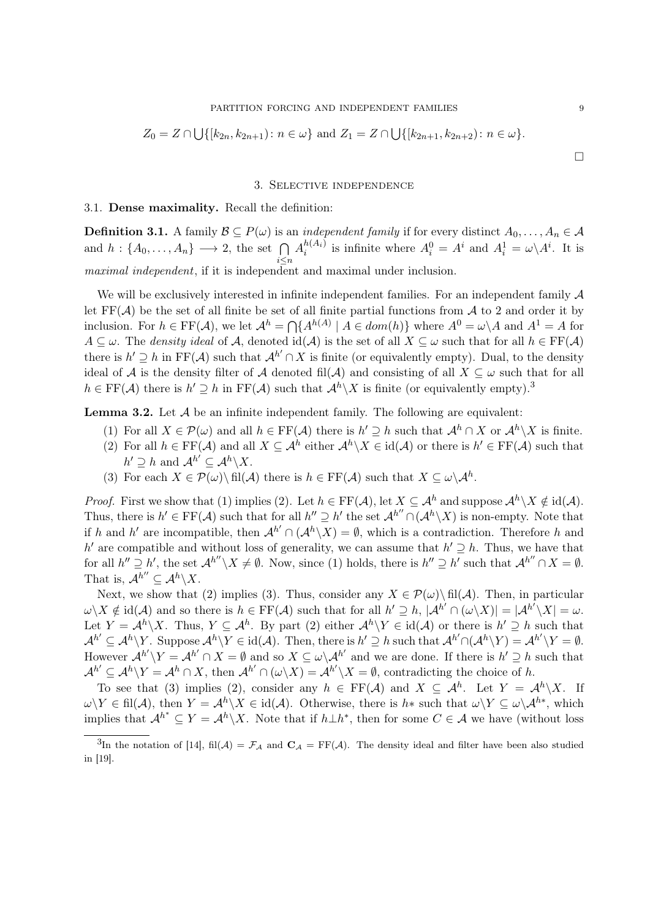$$Z_0 = Z \cap \bigcup\{[k_{2n}, k_{2n+1})\colon n \in \omega\} \text{ and } Z_1 = Z \cap \bigcup\{[k_{2n+1}, k_{2n+2})\colon n \in \omega\}.$$

□

## 3. Selective independence

### 3.1. Dense maximality.

Recall the definition:

**Definition 3.1.** A family $\mathcal{B} \subseteq P(\omega)$ is an *independent family* if for every distinct $A_0, \dots, A_n \in \mathcal{A}$ and $h : \{A_0, \dots, A_n\} \longrightarrow 2$, the set $\bigcap_{i \leq n} A_i^{h(A_i)}$ is infinite where $A_i^0 = A^i$ and $A_i^1 = \omega \backslash A^i$. It is *maximal independent*, if it is independent and maximal under inclusion.

We will be exclusively interested in infinite independent families. For an independent family $\mathcal{A}$ let $\mathrm{FF}(\mathcal{A})$ be the set of all finite be set of all finite partial functions from $\mathcal{A}$ to 2 and order it by inclusion. For $h \in \mathrm{FF}(\mathcal{A})$, we let $\mathcal{A}^h = \bigcap\{A^{h(A)} \mid A \in dom(h)\}$ where $A^0 = \omega\backslash A$ and $A^1 = A$ for $A \subseteq \omega$. The *density ideal* of $\mathcal{A}$, denoted $\mathrm{id}(\mathcal{A})$ is the set of all $X \subseteq \omega$ such that for all $h \in \mathrm{FF}(\mathcal{A})$ there is $h' \supseteq h$ in $\mathrm{FF}(\mathcal{A})$ such that $\mathcal{A}^{h'} \cap X$ is finite (or equivalently empty). Dual, to the density ideal of $\mathcal{A}$ is the density filter of $\mathcal{A}$ denoted $\mathrm{fil}(\mathcal{A})$ and consisting of all $X \subseteq \omega$ such that for all $h \in \mathrm{FF}(\mathcal{A})$ there is $h' \supseteq h$ in $\mathrm{FF}(\mathcal{A})$ such that $\mathcal{A}^h \backslash X$ is finite (or equivalently empty).[3]

**Lemma 3.2.** Let $\mathcal{A}$ be an infinite independent family. The following are equivalent:

1. For all $X \in \mathcal{P}(\omega)$ and all $h \in \mathrm{FF}(\mathcal{A})$ there is $h' \supseteq h$ such that $\mathcal{A}^h \cap X$ or $\mathcal{A}^h \backslash X$ is finite.
2. For all $h \in \mathrm{FF}(\mathcal{A})$ and all $X \subseteq \mathcal{A}^h$ either $\mathcal{A}^h \backslash X \in \mathrm{id}(\mathcal{A})$ or there is $h' \in \mathrm{FF}(\mathcal{A})$ such that $h' \supseteq h$ and $\mathcal{A}^{h'} \subseteq \mathcal{A}^h \backslash X$.
3. For each $X \in \mathcal{P}(\omega) \backslash \mathrm{fil}(\mathcal{A})$ there is $h \in \mathrm{FF}(\mathcal{A})$ such that $X \subseteq \omega \backslash \mathcal{A}^h$.

*Proof.* First we show that (1) implies (2). Let $h \in \mathrm{FF}(\mathcal{A})$, let $X \subseteq \mathcal{A}^h$ and suppose $\mathcal{A}^h \backslash X \notin \mathrm{id}(\mathcal{A})$. Thus, there is $h' \in \mathrm{FF}(\mathcal{A})$ such that for all $h'' \supseteq h'$ the set $\mathcal{A}^{h''} \cap (\mathcal{A}^h \backslash X)$ is non-empty. Note that if $h$ and $h'$ are incompatible, then $\mathcal{A}^{h'} \cap (\mathcal{A}^h \backslash X) = \emptyset$, which is a contradiction. Therefore $h$ and $h'$ are compatible and without loss of generality, we can assume that $h' \supseteq h$. Thus, we have that for all $h'' \supseteq h'$, the set $\mathcal{A}^{h''} \backslash X \neq \emptyset$. Now, since (1) holds, there is $h'' \supseteq h'$ such that $\mathcal{A}^{h''} \cap X = \emptyset$. That is, $\mathcal{A}^{h''} \subseteq \mathcal{A}^h \backslash X$.

Next, we show that (2) implies (3). Thus, consider any $X \in \mathcal{P}(\omega) \backslash \mathrm{fil}(\mathcal{A})$. Then, in particular $\omega \backslash X \notin \mathrm{id}(\mathcal{A})$ and so there is $h \in \mathrm{FF}(\mathcal{A})$ such that for all $h' \supseteq h$, $|\mathcal{A}^{h'} \cap (\omega \backslash X)| = |\mathcal{A}^{h'} \backslash X| = \omega$. Let $Y = \mathcal{A}^h \backslash X$. Thus, $Y \subseteq \mathcal{A}^h$. By part (2) either $\mathcal{A}^h \backslash Y \in \mathrm{id}(\mathcal{A})$ or there is $h' \supseteq h$ such that $\mathcal{A}^{h'} \subseteq \mathcal{A}^h \backslash Y$. Suppose $\mathcal{A}^h \backslash Y \in \mathrm{id}(\mathcal{A})$. Then, there is $h' \supseteq h$ such that $\mathcal{A}^{h'} \cap (\mathcal{A}^h \backslash Y) = \mathcal{A}^{h'} \backslash Y = \emptyset$. However $\mathcal{A}^{h'} \backslash Y = \mathcal{A}^{h'} \cap X = \emptyset$ and so $X \subseteq \omega \backslash \mathcal{A}^{h'}$ and we are done. If there is $h' \supseteq h$ such that $\mathcal{A}^{h'} \subseteq \mathcal{A}^h \backslash Y = \mathcal{A}^h \cap X$, then $\mathcal{A}^{h'} \cap (\omega \backslash X) = \mathcal{A}^{h'} \backslash X = \emptyset$, contradicting the choice of $h$.

To see that (3) implies (2), consider any $h \in \mathrm{FF}(\mathcal{A})$ and $X \subseteq \mathcal{A}^h$. Let $Y = \mathcal{A}^h \backslash X$. If $\omega \backslash Y \in \mathrm{fil}(\mathcal{A})$, then $Y = \mathcal{A}^h \backslash X \in \mathrm{id}(\mathcal{A})$. Otherwise, there is $h*$ such that $\omega \backslash Y \subseteq \omega \backslash \mathcal{A}^{h*}$, which implies that $\mathcal{A}^{h^*} \subseteq Y = \mathcal{A}^h \backslash X$. Note that if $h \perp h^*$, then for some $C \in \mathcal{A}$ we have (without loss

[3] In the notation of [14], $\mathrm{fil}(\mathcal{A}) = \mathcal{F}_{\mathcal{A}}$ and $\mathbf{C}_{\mathcal{A}} = \mathrm{FF}(\mathcal{A})$. The density ideal and filter have been also studied in [19].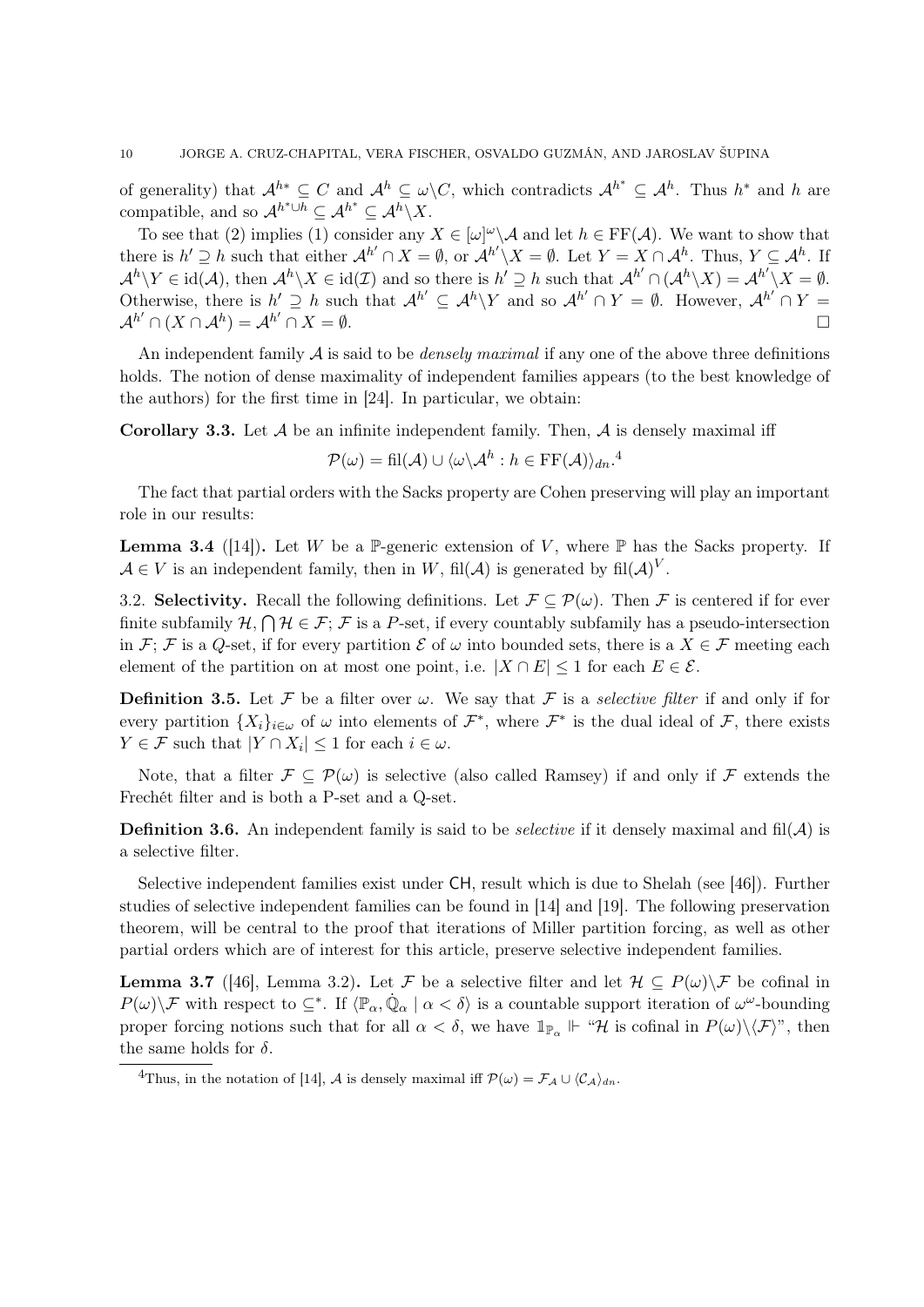of generality) that $\mathcal{A}^{h*} \subseteq C$ and $\mathcal{A}^h \subseteq \omega\backslash C$, which contradicts $\mathcal{A}^{h^*} \subseteq \mathcal{A}^h$. Thus $h^*$ and $h$ are compatible, and so $\mathcal{A}^{h^* \cup h} \subseteq \mathcal{A}^{h^*} \subseteq \mathcal{A}^h \backslash X$.

To see that (2) implies (1) consider any $X \in [\omega]^\omega \backslash \mathcal{A}$ and let $h \in \mathrm{FF}(\mathcal{A})$. We want to show that there is $h' \supseteq h$ such that either $\mathcal{A}^{h'} \cap X = \emptyset$, or $\mathcal{A}^{h'} \backslash X = \emptyset$. Let $Y = X \cap \mathcal{A}^h$. Thus, $Y \subseteq \mathcal{A}^h$. If $\mathcal{A}^h \backslash Y \in \mathrm{id}(\mathcal{A})$, then $\mathcal{A}^h \backslash X \in \mathrm{id}(\mathcal{I})$ and so there is $h' \supseteq h$ such that $\mathcal{A}^{h'} \cap (\mathcal{A}^h \backslash X) = \mathcal{A}^{h'} \backslash X = \emptyset$. Otherwise, there is $h' \supseteq h$ such that $\mathcal{A}^{h'} \subseteq \mathcal{A}^h \backslash Y$ and so $\mathcal{A}^{h'} \cap Y = \emptyset$. However, $\mathcal{A}^{h'} \cap Y = \mathcal{A}^{h'} \cap (X \cap \mathcal{A}^h) = \mathcal{A}^{h'} \cap X = \emptyset$. □

An independent family $\mathcal{A}$ is said to be *densely maximal* if any one of the above three definitions holds. The notion of dense maximality of independent families appears (to the best knowledge of the authors) for the first time in [24]. In particular, we obtain:

**Corollary 3.3.** Let $\mathcal{A}$ be an infinite independent family. Then, $\mathcal{A}$ is densely maximal iff

$$\mathcal{P}(\omega) = \mathrm{fil}(\mathcal{A}) \cup \langle \omega \backslash \mathcal{A}^h : h \in \mathrm{FF}(\mathcal{A}) \rangle_{dn}.^4$$

The fact that partial orders with the Sacks property are Cohen preserving will play an important role in our results:

**Lemma 3.4** ([14]). Let $W$ be a $\mathbb{P}$-generic extension of $V$, where $\mathbb{P}$ has the Sacks property. If $\mathcal{A} \in V$ is an independent family, then in $W$, $\mathrm{fil}(\mathcal{A})$ is generated by $\mathrm{fil}(\mathcal{A})^V$.

3.2. **Selectivity.** Recall the following definitions. Let $\mathcal{F} \subseteq \mathcal{P}(\omega)$. Then $\mathcal{F}$ is centered if for ever finite subfamily $\mathcal{H}$, $\bigcap \mathcal{H} \in \mathcal{F}$; $\mathcal{F}$ is a $P$-set, if every countably subfamily has a pseudo-intersection in $\mathcal{F}$; $\mathcal{F}$ is a $Q$-set, if for every partition $\mathcal{E}$ of $\omega$ into bounded sets, there is a $X \in \mathcal{F}$ meeting each element of the partition on at most one point, i.e. $|X \cap E| \leq 1$ for each $E \in \mathcal{E}$.

**Definition 3.5.** Let $\mathcal{F}$ be a filter over $\omega$. We say that $\mathcal{F}$ is a *selective filter* if and only if for every partition $\{X_i\}_{i \in \omega}$ of $\omega$ into elements of $\mathcal{F}^*$, where $\mathcal{F}^*$ is the dual ideal of $\mathcal{F}$, there exists $Y \in \mathcal{F}$ such that $|Y \cap X_i| \leq 1$ for each $i \in \omega$.

Note, that a filter $\mathcal{F} \subseteq \mathcal{P}(\omega)$ is selective (also called Ramsey) if and only if $\mathcal{F}$ extends the Frechét filter and is both a P-set and a Q-set.

**Definition 3.6.** An independent family is said to be *selective* if it densely maximal and $\mathrm{fil}(\mathcal{A})$ is a selective filter.

Selective independent families exist under $\mathsf{CH}$, result which is due to Shelah (see [46]). Further studies of selective independent families can be found in [14] and [19]. The following preservation theorem, will be central to the proof that iterations of Miller partition forcing, as well as other partial orders which are of interest for this article, preserve selective independent families.

**Lemma 3.7** ([46], Lemma 3.2). Let $\mathcal{F}$ be a selective filter and let $\mathcal{H} \subseteq P(\omega) \backslash \mathcal{F}$ be cofinal in $P(\omega) \backslash \mathcal{F}$ with respect to $\subseteq^*$. If $\langle \mathbb{P}_\alpha, \dot{\mathbb{Q}}_\alpha \mid \alpha < \delta \rangle$ is a countable support iteration of $\omega^\omega$-bounding proper forcing notions such that for all $\alpha < \delta$, we have $\mathbb{1}_{\mathbb{P}_\alpha} \Vdash$ "$\mathcal{H}$ is cofinal in $P(\omega) \backslash \langle \mathcal{F} \rangle$", then the same holds for $\delta$.

[4] Thus, in the notation of [14], $\mathcal{A}$ is densely maximal iff $\mathcal{P}(\omega) = \mathcal{F}_{\mathcal{A}} \cup \langle \mathcal{C}_{\mathcal{A}} \rangle_{dn}$.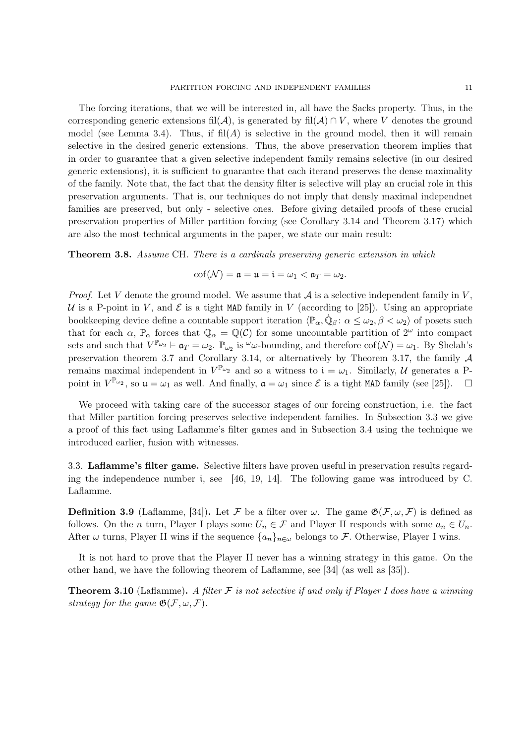The forcing iterations, that we will be interested in, all have the Sacks property. Thus, in the corresponding generic extensions $\text{fil}(\mathcal{A})$, is generated by $\text{fil}(\mathcal{A}) \cap V$, where $V$ denotes the ground model (see Lemma 3.4). Thus, if $\text{fil}(A)$ is selective in the ground model, then it will remain selective in the desired generic extensions. Thus, the above preservation theorem implies that in order to guarantee that a given selective independent family remains selective (in our desired generic extensions), it is sufficient to guarantee that each iterand preserves the dense maximality of the family. Note that, the fact that the density filter is selective will play an crucial role in this preservation arguments. That is, our techniques do not imply that densly maximal independnet families are preserved, but only - selective ones. Before giving detailed proofs of these crucial preservation properties of Miller partition forcing (see Corollary 3.14 and Theorem 3.17) which are also the most technical arguments in the paper, we state our main result:

**Theorem 3.8.** *Assume* CH. *There is a cardinals preserving generic extension in which*

$$\text{cof}(\mathcal{N}) = \mathfrak{a} = \mathfrak{u} = \mathfrak{i} = \omega_1 < \mathfrak{a}_T = \omega_2.$$

*Proof.* Let $V$ denote the ground model. We assume that $\mathcal{A}$ is a selective independent family in $V$, $\mathcal{U}$ is a P-point in $V$, and $\mathcal{E}$ is a tight `MAD` family in $V$ (according to [25]). Using an appropriate bookkeeping device define a countable support iteration $\langle \mathbb{P}_\alpha, \dot{\mathbb{Q}}_\beta \colon \alpha \leq \omega_2, \beta < \omega_2 \rangle$ of posets such that for each $\alpha$, $\mathbb{P}_\alpha$ forces that $\mathbb{Q}_\alpha = \mathbb{Q}(\mathcal{C})$ for some uncountable partition of $2^\omega$ into compact sets and such that $V^{\mathbb{P}_{\omega_2}} \vDash \mathfrak{a}_T = \omega_2$. $\mathbb{P}_{\omega_2}$ is ${}^\omega\omega$-bounding, and therefore $\text{cof}(\mathcal{N}) = \omega_1$. By Shelah's preservation theorem 3.7 and Corollary 3.14, or alternatively by Theorem 3.17, the family $\mathcal{A}$ remains maximal independent in $V^{\mathbb{P}_{\omega_2}}$ and so a witness to $\mathfrak{i} = \omega_1$. Similarly, $\mathcal{U}$ generates a P-point in $V^{\mathbb{P}_{\omega_2}}$, so $\mathfrak{u} = \omega_1$ as well. And finally, $\mathfrak{a} = \omega_1$ since $\mathcal{E}$ is a tight `MAD` family (see [25]). $\square$

We proceed with taking care of the successor stages of our forcing construction, i.e. the fact that Miller partition forcing preserves selective independent families. In Subsection 3.3 we give a proof of this fact using Laflamme's filter games and in Subsection 3.4 using the technique we introduced earlier, fusion with witnesses.

3.3. **Laflamme's filter game.** Selective filters have proven useful in preservation results regarding the independence number $\mathfrak{i}$, see [46, 19, 14]. The following game was introduced by C. Laflamme.

**Definition 3.9** (Laflamme, [34])**.** Let $\mathcal{F}$ be a filter over $\omega$. The game $\mathfrak{G}(\mathcal{F}, \omega, \mathcal{F})$ is defined as follows. On the $n$ turn, Player I plays some $U_n \in \mathcal{F}$ and Player II responds with some $a_n \in U_n$. After $\omega$ turns, Player II wins if the sequence $\{a_n\}_{n\in\omega}$ belongs to $\mathcal{F}$. Otherwise, Player I wins.

It is not hard to prove that the Player II never has a winning strategy in this game. On the other hand, we have the following theorem of Laflamme, see [34] (as well as [35]).

**Theorem 3.10** (Laflamme)**.** *A filter $\mathcal{F}$ is not selective if and only if Player I does have a winning strategy for the game $\mathfrak{G}(\mathcal{F}, \omega, \mathcal{F})$.*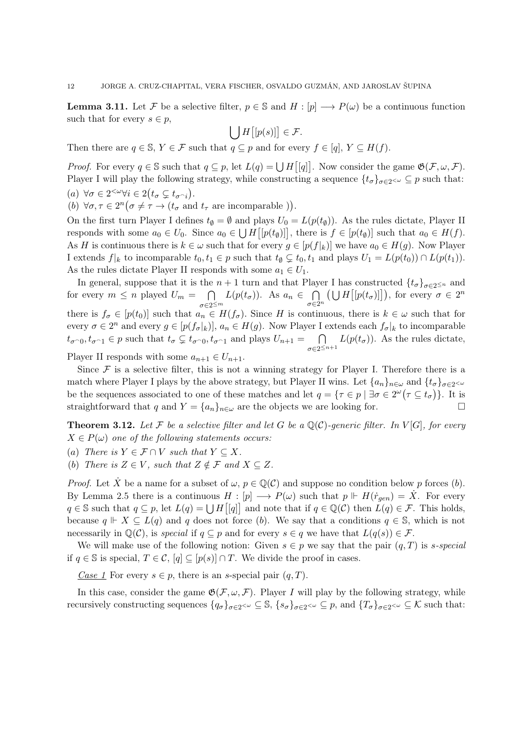**Lemma 3.11.** Let $\mathcal{F}$ be a selective filter, $p \in \mathbb{S}$ and $H : [p] \longrightarrow P(\omega)$ be a continuous function such that for every $s \in p$,

$$\bigcup H\big[[p(s)]\big] \in \mathcal{F}.$$

Then there are $q \in \mathbb{S}$, $Y \in \mathcal{F}$ such that $q \subseteq p$ and for every $f \in [q]$, $Y \subseteq H(f)$.

*Proof.* For every $q \in \mathbb{S}$ such that $q \subseteq p$, let $L(q) = \bigcup H\big[[q]\big]$. Now consider the game $\mathfrak{G}(\mathcal{F}, \omega, \mathcal{F})$. Player I will play the following strategy, while constructing a sequence $\{t_\sigma\}_{\sigma \in 2^{<\omega}} \subseteq p$ such that:

(a) $\forall \sigma \in 2^{<\omega} \forall i \in 2 \big(t_\sigma \subsetneq t_{\sigma^\frown i}\big)$.

(b) $\forall \sigma, \tau \in 2^n \big(\sigma \neq \tau \rightarrow (t_\sigma \text{ and } t_\tau \text{ are incomparable })\big)$.

On the first turn Player I defines $t_\emptyset = \emptyset$ and plays $U_0 = L(p(t_\emptyset))$. As the rules dictate, Player II responds with some $a_0 \in U_0$. Since $a_0 \in \bigcup H\big[[p(t_\emptyset)]\big]$, there is $f \in [p(t_\emptyset)]$ such that $a_0 \in H(f)$. As $H$ is continuous there is $k \in \omega$ such that for every $g \in [p(f|_k)]$ we have $a_0 \in H(g)$. Now Player I extends $f|_k$ to incomparable $t_0, t_1 \in p$ such that $t_\emptyset \subsetneq t_0, t_1$ and plays $U_1 = L(p(t_0)) \cap L(p(t_1))$. As the rules dictate Player II responds with some $a_1 \in U_1$.

In general, suppose that it is the $n+1$ turn and that Player I has constructed $\{t_\sigma\}_{\sigma \in 2^{\leq n}}$ and for every $m \leq n$ played $U_m = \bigcap_{\sigma \in 2^{\leq m}} L(p(t_\sigma))$. As $a_n \in \bigcap_{\sigma \in 2^n} \big(\bigcup H\big[[p(t_\sigma)]\big]\big)$, for every $\sigma \in 2^n$ there is $f_\sigma \in [p(t_0)]$ such that $a_n \in H(f_\sigma)$. Since $H$ is continuous, there is $k \in \omega$ such that for every $\sigma \in 2^n$ and every $g \in [p(f_\sigma|_k)]$, $a_n \in H(g)$. Now Player I extends each $f_\sigma|_k$ to incomparable $t_{\sigma^\frown 0}, t_{\sigma^\frown 1} \in p$ such that $t_\sigma \subsetneq t_{\sigma^\frown 0}, t_{\sigma^\frown 1}$ and plays $U_{n+1} = \bigcap_{\sigma \in 2^{\leq n+1}} L(p(t_\sigma))$. As the rules dictate, Player II responds with some $a_{n+1} \in U_{n+1}$.

Since $\mathcal{F}$ is a selective filter, this is not a winning strategy for Player I. Therefore there is a match where Player I plays by the above strategy, but Player II wins. Let $\{a_n\}_{n \in \omega}$ and $\{t_\sigma\}_{\sigma \in 2^{<\omega}}$ be the sequences associated to one of these matches and let $q = \{\tau \in p \mid \exists \sigma \in 2^\omega \big(\tau \subseteq t_\sigma\big)\}$. It is straightforward that $q$ and $Y = \{a_n\}_{n \in \omega}$ are the objects we are looking for. $\square$

**Theorem 3.12.** *Let $\mathcal{F}$ be a selective filter and let $G$ be a $\mathbb{Q}(\mathcal{C})$-generic filter. In $V[G]$, for every $X \in P(\omega)$ one of the following statements occurs:*

*(a) There is $Y \in \mathcal{F} \cap V$ such that $Y \subseteq X$.*

*(b) There is $Z \in V$, such that $Z \notin \mathcal{F}$ and $X \subseteq Z$.*

*Proof.* Let $\dot{X}$ be a name for a subset of $\omega$, $p \in \mathbb{Q}(\mathcal{C})$ and suppose no condition below $p$ forces (b). By Lemma 2.5 there is a continuous $H : [p] \longrightarrow P(\omega)$ such that $p \Vdash H(\dot{r}_{gen}) = \dot{X}$. For every $q \in \mathbb{S}$ such that $q \subseteq p$, let $L(q) = \bigcup H\big[[q]\big]$ and note that if $q \in \mathbb{Q}(\mathcal{C})$ then $L(q) \in \mathcal{F}$. This holds, because $q \Vdash X \subseteq L(q)$ and $q$ does not force (b). We say that a conditions $q \in \mathbb{S}$, which is not necessarily in $\mathbb{Q}(\mathcal{C})$, is *special* if $q \subseteq p$ and for every $s \in q$ we have that $L(q(s)) \in \mathcal{F}$.

We will make use of the following notion: Given $s \in p$ we say that the pair $(q, T)$ is *s-special* if $q \in \mathbb{S}$ is special, $T \in \mathcal{C}$, $[q] \subseteq [p(s)] \cap T$. We divide the proof in cases.

<u>*Case 1*</u> For every $s \in p$, there is an $s$-special pair $(q, T)$.

In this case, consider the game $\mathfrak{G}(\mathcal{F}, \omega, \mathcal{F})$. Player $I$ will play by the following strategy, while recursively constructing sequences $\{q_\sigma\}_{\sigma \in 2^{<\omega}} \subseteq \mathbb{S}$, $\{s_\sigma\}_{\sigma \in 2^{<\omega}} \subseteq p$, and $\{T_\sigma\}_{\sigma \in 2^{<\omega}} \subseteq \mathcal{K}$ such that: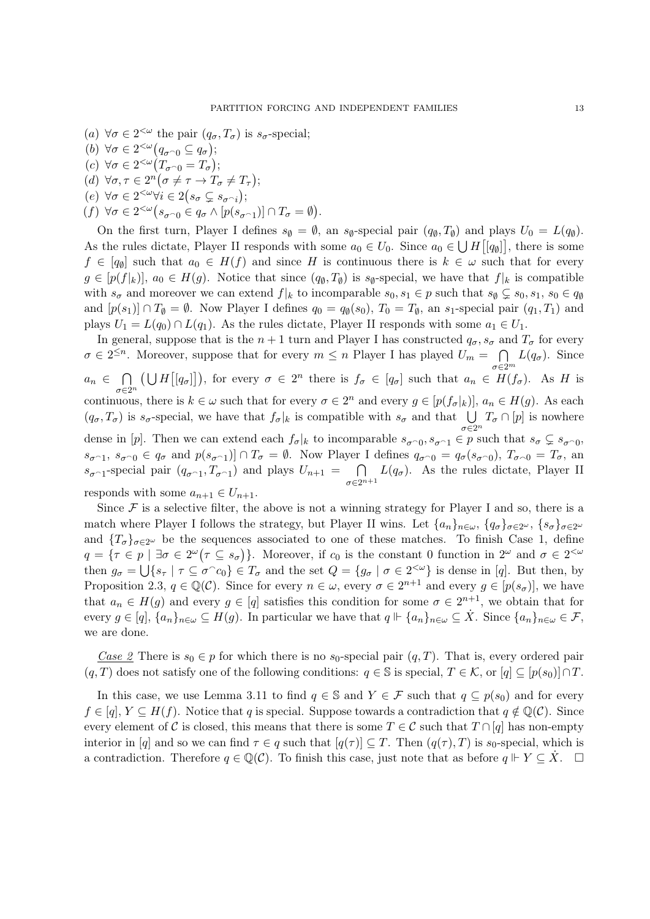(a) $\forall \sigma \in 2^{<\omega}$ the pair $(q_\sigma, T_\sigma)$ is $s_\sigma$-special;
(b) $\forall \sigma \in 2^{<\omega}\big(q_{\sigma^\frown 0} \subseteq q_\sigma\big)$;
(c) $\forall \sigma \in 2^{<\omega}\big(T_{\sigma^\frown 0} = T_\sigma\big)$;
(d) $\forall \sigma, \tau \in 2^n\big(\sigma \neq \tau \to T_\sigma \neq T_\tau\big)$;
(e) $\forall \sigma \in 2^{<\omega} \forall i \in 2\big(s_\sigma \subsetneq s_{\sigma^\frown i}\big)$;
(f) $\forall \sigma \in 2^{<\omega}\big(s_{\sigma^\frown 0} \in q_\sigma \wedge [p(s_{\sigma^\frown 1})] \cap T_\sigma = \emptyset\big)$.

On the first turn, Player I defines $s_\emptyset = \emptyset$, an $s_\emptyset$-special pair $(q_\emptyset, T_\emptyset)$ and plays $U_0 = L(q_\emptyset)$. As the rules dictate, Player II responds with some $a_0 \in U_0$. Since $a_0 \in \bigcup H\big[[q_\emptyset]\big]$, there is some $f \in [q_\emptyset]$ such that $a_0 \in H(f)$ and since $H$ is continuous there is $k \in \omega$ such that for every $g \in [p(f|_k)]$, $a_0 \in H(g)$. Notice that since $(q_\emptyset, T_\emptyset)$ is $s_\emptyset$-special, we have that $f|_k$ is compatible with $s_\sigma$ and moreover we can extend $f|_k$ to incomparable $s_0, s_1 \in p$ such that $s_\emptyset \subsetneq s_0, s_1$, $s_0 \in q_\emptyset$ and $[p(s_1)] \cap T_\emptyset = \emptyset$. Now Player I defines $q_0 = q_\emptyset(s_0)$, $T_0 = T_\emptyset$, an $s_1$-special pair $(q_1, T_1)$ and plays $U_1 = L(q_0) \cap L(q_1)$. As the rules dictate, Player II responds with some $a_1 \in U_1$.

In general, suppose that is the $n+1$ turn and Player I has constructed $q_\sigma, s_\sigma$ and $T_\sigma$ for every $\sigma \in 2^{\leq n}$. Moreover, suppose that for every $m \leq n$ Player I has played $U_m = \bigcap_{\sigma \in 2^m} L(q_\sigma)$. Since $a_n \in \bigcap_{\sigma \in 2^n} \big(\bigcup H\big[[q_\sigma]\big]\big)$, for every $\sigma \in 2^n$ there is $f_\sigma \in [q_\sigma]$ such that $a_n \in H(f_\sigma)$. As $H$ is continuous, there is $k \in \omega$ such that for every $\sigma \in 2^n$ and every $g \in [p(f_\sigma|_k)]$, $a_n \in H(g)$. As each $(q_\sigma, T_\sigma)$ is $s_\sigma$-special, we have that $f_\sigma|_k$ is compatible with $s_\sigma$ and that $\bigcup_{\sigma \in 2^n} T_\sigma \cap [p]$ is nowhere dense in $[p]$. Then we can extend each $f_\sigma|_k$ to incomparable $s_{\sigma^\frown 0}, s_{\sigma^\frown 1} \in p$ such that $s_\sigma \subsetneq s_{\sigma^\frown 0}$, $s_{\sigma^\frown 1}$, $s_{\sigma^\frown 0} \in q_\sigma$ and $p(s_{\sigma^\frown 1})] \cap T_\sigma = \emptyset$. Now Player I defines $q_{\sigma^\frown 0} = q_\sigma(s_{\sigma^\frown 0})$, $T_{\sigma^\frown 0} = T_\sigma$, an $s_{\sigma^\frown 1}$-special pair $(q_{\sigma^\frown 1}, T_{\sigma^\frown 1})$ and plays $U_{n+1} = \bigcap_{\sigma \in 2^{n+1}} L(q_\sigma)$. As the rules dictate, Player II responds with some $a_{n+1} \in U_{n+1}$.

Since $\mathcal{F}$ is a selective filter, the above is not a winning strategy for Player I and so, there is a match where Player I follows the strategy, but Player II wins. Let $\{a_n\}_{n \in \omega}$, $\{q_\sigma\}_{\sigma \in 2^\omega}$, $\{s_\sigma\}_{\sigma \in 2^\omega}$ and $\{T_\sigma\}_{\sigma \in 2^\omega}$ be the sequences associated to one of these matches. To finish Case 1, define $q = \{\tau \in p \mid \exists \sigma \in 2^\omega\big(\tau \subseteq s_\sigma\big)\}$. Moreover, if $c_0$ is the constant 0 function in $2^\omega$ and $\sigma \in 2^{<\omega}$ then $g_\sigma = \bigcup\{s_\tau \mid \tau \subseteq \sigma^\frown c_0\} \in T_\sigma$ and the set $Q = \{g_\sigma \mid \sigma \in 2^{<\omega}\}$ is dense in $[q]$. But then, by Proposition 2.3, $q \in \mathbb{Q}(\mathcal{C})$. Since for every $n \in \omega$, every $\sigma \in 2^{n+1}$ and every $g \in [p(s_\sigma)]$, we have that $a_n \in H(g)$ and every $g \in [q]$ satisfies this condition for some $\sigma \in 2^{n+1}$, we obtain that for every $g \in [q]$, $\{a_n\}_{n \in \omega} \subseteq H(g)$. In particular we have that $q \Vdash \{a_n\}_{n \in \omega} \subseteq \dot{X}$. Since $\{a_n\}_{n \in \omega} \in \mathcal{F}$, we are done.

*Case 2* There is $s_0 \in p$ for which there is no $s_0$-special pair $(q, T)$. That is, every ordered pair $(q, T)$ does not satisfy one of the following conditions: $q \in \mathbb{S}$ is special, $T \in \mathcal{K}$, or $[q] \subseteq [p(s_0)] \cap T$.

In this case, we use Lemma 3.11 to find $q \in \mathbb{S}$ and $Y \in \mathcal{F}$ such that $q \subseteq p(s_0)$ and for every $f \in [q]$, $Y \subseteq H(f)$. Notice that $q$ is special. Suppose towards a contradiction that $q \notin \mathbb{Q}(\mathcal{C})$. Since every element of $\mathcal{C}$ is closed, this means that there is some $T \in \mathcal{C}$ such that $T \cap [q]$ has non-empty interior in $[q]$ and so we can find $\tau \in q$ such that $[q(\tau)] \subseteq T$. Then $(q(\tau), T)$ is $s_0$-special, which is a contradiction. Therefore $q \in \mathbb{Q}(\mathcal{C})$. To finish this case, just note that as before $q \Vdash Y \subseteq \dot{X}$. $\square$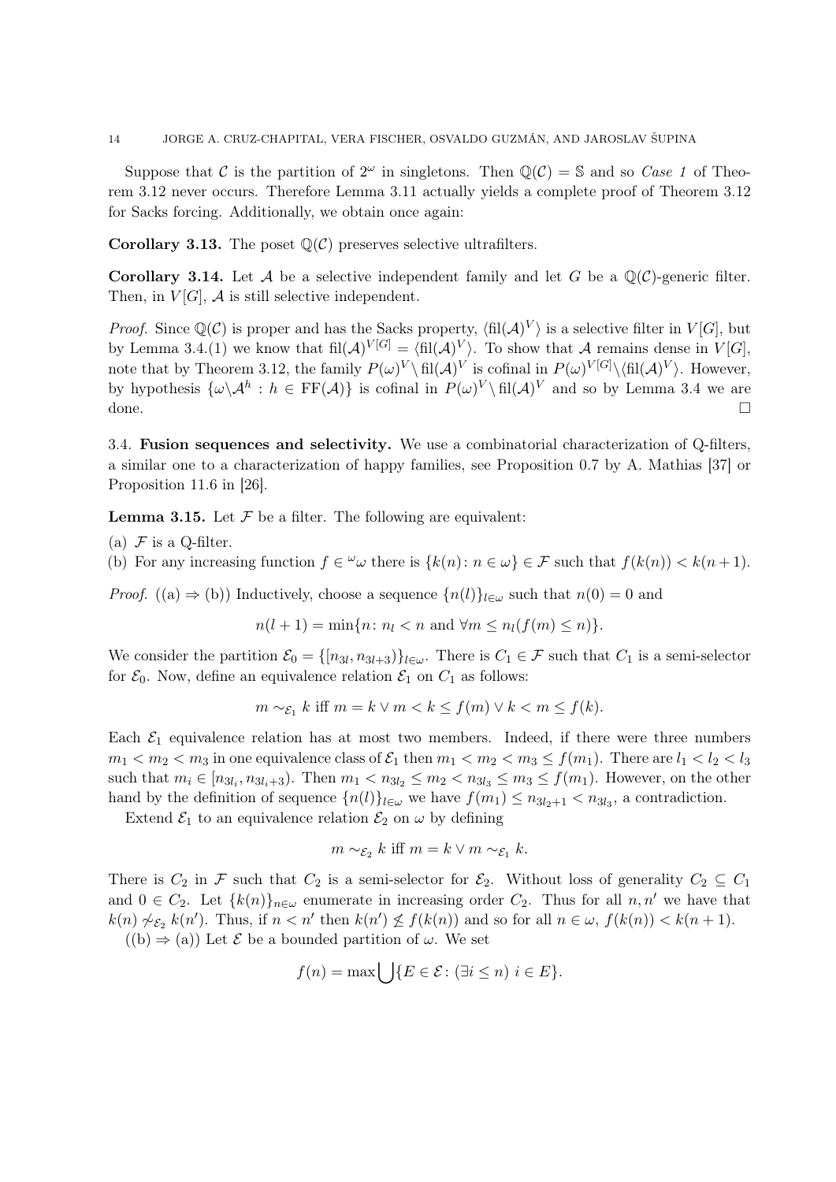Suppose that $\mathcal{C}$ is the partition of $2^\omega$ in singletons. Then $\mathbb{Q}(\mathcal{C}) = \mathbb{S}$ and so *Case 1* of Theorem 3.12 never occurs. Therefore Lemma 3.11 actually yields a complete proof of Theorem 3.12 for Sacks forcing. Additionally, we obtain once again:

**Corollary 3.13.** The poset $\mathbb{Q}(\mathcal{C})$ preserves selective ultrafilters.

**Corollary 3.14.** Let $\mathcal{A}$ be a selective independent family and let $G$ be a $\mathbb{Q}(\mathcal{C})$-generic filter. Then, in $V[G]$, $\mathcal{A}$ is still selective independent.

*Proof.* Since $\mathbb{Q}(\mathcal{C})$ is proper and has the Sacks property, $\langle \mathrm{fil}(\mathcal{A})^V \rangle$ is a selective filter in $V[G]$, but by Lemma 3.4.(1) we know that $\mathrm{fil}(\mathcal{A})^{V[G]} = \langle \mathrm{fil}(\mathcal{A})^V \rangle$. To show that $\mathcal{A}$ remains dense in $V[G]$, note that by Theorem 3.12, the family $P(\omega)^V \setminus \mathrm{fil}(\mathcal{A})^V$ is cofinal in $P(\omega)^{V[G]} \setminus \langle \mathrm{fil}(\mathcal{A})^V \rangle$. However, by hypothesis $\{\omega \setminus \mathcal{A}^h : h \in \mathrm{FF}(\mathcal{A})\}$ is cofinal in $P(\omega)^V \setminus \mathrm{fil}(\mathcal{A})^V$ and so by Lemma 3.4 we are done. $\square$

3.4. **Fusion sequences and selectivity.** We use a combinatorial characterization of Q-filters, a similar one to a characterization of happy families, see Proposition 0.7 by A. Mathias [37] or Proposition 11.6 in [26].

**Lemma 3.15.** Let $\mathcal{F}$ be a filter. The following are equivalent:

(a) $\mathcal{F}$ is a Q-filter.
(b) For any increasing function $f \in {}^\omega\omega$ there is $\{k(n) \colon n \in \omega\} \in \mathcal{F}$ such that $f(k(n)) < k(n+1)$.

*Proof.* ((a) $\Rightarrow$ (b)) Inductively, choose a sequence $\{n(l)\}_{l \in \omega}$ such that $n(0) = 0$ and

$$n(l+1) = \min\{n \colon n_l < n \text{ and } \forall m \leq n_l (f(m) \leq n)\}.$$

We consider the partition $\mathcal{E}_0 = \{[n_{3l}, n_{3l+3})\}_{l \in \omega}$. There is $C_1 \in \mathcal{F}$ such that $C_1$ is a semi-selector for $\mathcal{E}_0$. Now, define an equivalence relation $\mathcal{E}_1$ on $C_1$ as follows:

$$m \sim_{\mathcal{E}_1} k \text{ iff } m = k \vee m < k \leq f(m) \vee k < m \leq f(k).$$

Each $\mathcal{E}_1$ equivalence relation has at most two members. Indeed, if there were three numbers $m_1 < m_2 < m_3$ in one equivalence class of $\mathcal{E}_1$ then $m_1 < m_2 < m_3 \leq f(m_1)$. There are $l_1 < l_2 < l_3$ such that $m_i \in [n_{3l_i}, n_{3l_i+3})$. Then $m_1 < n_{3l_2} \leq m_2 < n_{3l_3} \leq m_3 \leq f(m_1)$. However, on the other hand by the definition of sequence $\{n(l)\}_{l \in \omega}$ we have $f(m_1) \leq n_{3l_2+1} < n_{3l_3}$, a contradiction.

Extend $\mathcal{E}_1$ to an equivalence relation $\mathcal{E}_2$ on $\omega$ by defining

$$m \sim_{\mathcal{E}_2} k \text{ iff } m = k \vee m \sim_{\mathcal{E}_1} k.$$

There is $C_2$ in $\mathcal{F}$ such that $C_2$ is a semi-selector for $\mathcal{E}_2$. Without loss of generality $C_2 \subseteq C_1$ and $0 \in C_2$. Let $\{k(n)\}_{n \in \omega}$ enumerate in increasing order $C_2$. Thus for all $n, n'$ we have that $k(n) \not\sim_{\mathcal{E}_2} k(n')$. Thus, if $n < n'$ then $k(n') \not\leq f(k(n))$ and so for all $n \in \omega$, $f(k(n)) < k(n+1)$.

((b) $\Rightarrow$ (a)) Let $\mathcal{E}$ be a bounded partition of $\omega$. We set

$$f(n) = \max \bigcup \{E \in \mathcal{E} \colon (\exists i \leq n)\ i \in E\}.$$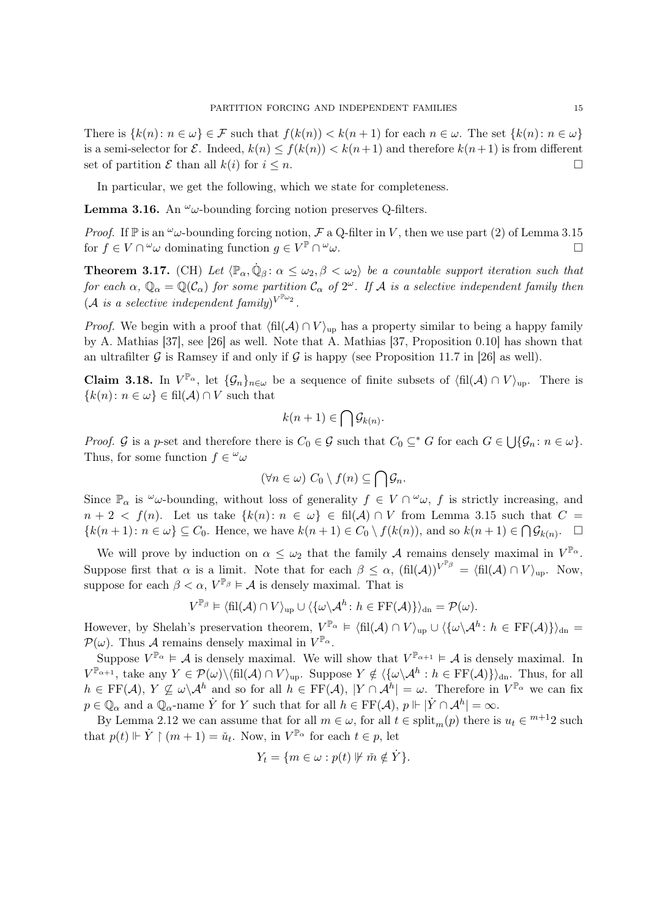There is $\{k(n)\colon n\in\omega\}\in\mathcal{F}$ such that $f(k(n))<k(n+1)$ for each $n\in\omega$. The set $\{k(n)\colon n\in\omega\}$ is a semi-selector for $\mathcal{E}$. Indeed, $k(n)\leq f(k(n))<k(n+1)$ and therefore $k(n+1)$ is from different set of partition $\mathcal{E}$ than all $k(i)$ for $i\leq n$. $\square$

In particular, we get the following, which we state for completeness.

**Lemma 3.16.** An ${}^{\omega}\omega$-bounding forcing notion preserves Q-filters.

*Proof.* If $\mathbb{P}$ is an ${}^{\omega}\omega$-bounding forcing notion, $\mathcal{F}$ a Q-filter in $V$, then we use part (2) of Lemma 3.15 for $f\in V\cap{}^{\omega}\omega$ dominating function $g\in V^{\mathbb{P}}\cap{}^{\omega}\omega$. $\square$

**Theorem 3.17.** (CH) *Let $\langle\mathbb{P}_\alpha,\dot{\mathbb{Q}}_\beta\colon\alpha\leq\omega_2,\beta<\omega_2\rangle$ be a countable support iteration such that for each $\alpha$, $\mathbb{Q}_\alpha=\mathbb{Q}(\mathcal{C}_\alpha)$ for some partition $\mathcal{C}_\alpha$ of $2^\omega$. If $\mathcal{A}$ is a selective independent family then $(\mathcal{A}$ is a selective independent family$)^{V^{\mathbb{P}_{\omega_2}}}$.*

*Proof.* We begin with a proof that $\langle\mathrm{fil}(\mathcal{A})\cap V\rangle_{\mathrm{up}}$ has a property similar to being a happy family by A. Mathias [37], see [26] as well. Note that A. Mathias [37, Proposition 0.10] has shown that an ultrafilter $\mathcal{G}$ is Ramsey if and only if $\mathcal{G}$ is happy (see Proposition 11.7 in [26] as well).

**Claim 3.18.** In $V^{\mathbb{P}_\alpha}$, let $\{\mathcal{G}_n\}_{n\in\omega}$ be a sequence of finite subsets of $\langle\mathrm{fil}(\mathcal{A})\cap V\rangle_{\mathrm{up}}$. There is $\{k(n)\colon n\in\omega\}\in\mathrm{fil}(\mathcal{A})\cap V$ such that

$$k(n+1)\in\bigcap\mathcal{G}_{k(n)}.$$

*Proof.* $\mathcal{G}$ is a $p$-set and therefore there is $C_0\in\mathcal{G}$ such that $C_0\subseteq^* G$ for each $G\in\bigcup\{\mathcal{G}_n\colon n\in\omega\}$. Thus, for some function $f\in{}^{\omega}\omega$

$$(\forall n\in\omega)\ C_0\setminus f(n)\subseteq\bigcap\mathcal{G}_n.$$

Since $\mathbb{P}_\alpha$ is ${}^{\omega}\omega$-bounding, without loss of generality $f\in V\cap{}^{\omega}\omega$, $f$ is strictly increasing, and $n+2<f(n)$. Let us take $\{k(n)\colon n\in\omega\}\in\mathrm{fil}(\mathcal{A})\cap V$ from Lemma 3.15 such that $C=\{k(n+1)\colon n\in\omega\}\subseteq C_0$. Hence, we have $k(n+1)\in C_0\setminus f(k(n))$, and so $k(n+1)\in\bigcap\mathcal{G}_{k(n)}$. $\square$

We will prove by induction on $\alpha\leq\omega_2$ that the family $\mathcal{A}$ remains densely maximal in $V^{\mathbb{P}_\alpha}$. Suppose first that $\alpha$ is a limit. Note that for each $\beta\leq\alpha$, $(\mathrm{fil}(\mathcal{A}))^{V^{\mathbb{P}_\beta}}=\langle\mathrm{fil}(\mathcal{A})\cap V\rangle_{\mathrm{up}}$. Now, suppose for each $\beta<\alpha$, $V^{\mathbb{P}_\beta}\vDash\mathcal{A}$ is densely maximal. That is

$$V^{\mathbb{P}_\beta}\vDash\langle\mathrm{fil}(\mathcal{A})\cap V\rangle_{\mathrm{up}}\cup\langle\{\omega\backslash\mathcal{A}^h\colon h\in\mathrm{FF}(\mathcal{A})\}\rangle_{\mathrm{dn}}=\mathcal{P}(\omega).$$

However, by Shelah's preservation theorem, $V^{\mathbb{P}_\alpha}\vDash\langle\mathrm{fil}(\mathcal{A})\cap V\rangle_{\mathrm{up}}\cup\langle\{\omega\backslash\mathcal{A}^h\colon h\in\mathrm{FF}(\mathcal{A})\}\rangle_{\mathrm{dn}}=\mathcal{P}(\omega)$. Thus $\mathcal{A}$ remains densely maximal in $V^{\mathbb{P}_\alpha}$.

Suppose $V^{\mathbb{P}_\alpha}\vDash\mathcal{A}$ is densely maximal. We will show that $V^{\mathbb{P}_{\alpha+1}}\vDash\mathcal{A}$ is densely maximal. In $V^{\mathbb{P}_{\alpha+1}}$, take any $Y\in\mathcal{P}(\omega)\backslash\langle\mathrm{fil}(\mathcal{A})\cap V\rangle_{\mathrm{up}}$. Suppose $Y\notin\langle\{\omega\backslash\mathcal{A}^h: h\in\mathrm{FF}(\mathcal{A})\}\rangle_{\mathrm{dn}}$. Thus, for all $h\in\mathrm{FF}(\mathcal{A})$, $Y\not\subseteq\omega\backslash\mathcal{A}^h$ and so for all $h\in\mathrm{FF}(\mathcal{A})$, $|Y\cap\mathcal{A}^h|=\omega$. Therefore in $V^{\mathbb{P}_\alpha}$ we can fix $p\in\mathbb{Q}_\alpha$ and a $\mathbb{Q}_\alpha$-name $\dot{Y}$ for $Y$ such that for all $h\in\mathrm{FF}(\mathcal{A})$, $p\Vdash|\dot{Y}\cap\mathcal{A}^h|=\infty$.

By Lemma 2.12 we can assume that for all $m\in\omega$, for all $t\in\mathrm{split}_m(p)$ there is $u_t\in{}^{m+1}2$ such that $p(t)\Vdash\dot{Y}\restriction(m+1)=\check{u}_t$. Now, in $V^{\mathbb{P}_\alpha}$ for each $t\in p$, let

$$Y_t=\{m\in\omega: p(t)\not\Vdash\check{m}\notin\dot{Y}\}.$$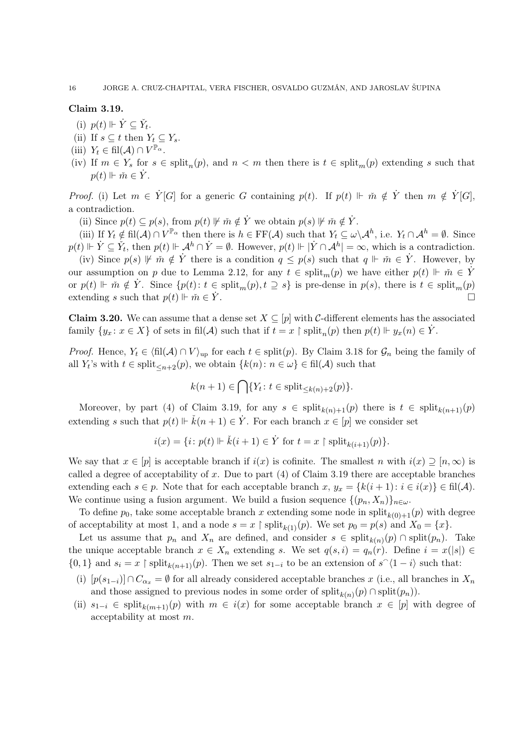**Claim 3.19.**

(i) $p(t) \Vdash \dot{Y} \subseteq \check{Y}_t$.

(ii) If $s \subseteq t$ then $Y_t \subseteq Y_s$.

(iii) $Y_t \in \mathrm{fil}(\mathcal{A}) \cap V^{\mathbb{P}_\alpha}$.

(iv) If $m \in Y_s$ for $s \in \mathrm{split}_n(p)$, and $n < m$ then there is $t \in \mathrm{split}_m(p)$ extending $s$ such that $p(t) \Vdash \check{m} \in \dot{Y}$.

*Proof.* (i) Let $m \in \dot{Y}[G]$ for a generic $G$ containing $p(t)$. If $p(t) \Vdash \check{m} \notin \dot{Y}$ then $m \notin \dot{Y}[G]$, a contradiction.

(ii) Since $p(t) \subseteq p(s)$, from $p(t) \not\Vdash \check{m} \notin \dot{Y}$ we obtain $p(s) \not\Vdash \check{m} \notin \dot{Y}$.

(iii) If $Y_t \notin \mathrm{fil}(\mathcal{A}) \cap V^{\mathbb{P}_\alpha}$ then there is $h \in \mathrm{FF}(\mathcal{A})$ such that $Y_t \subseteq \omega \backslash \mathcal{A}^h$, i.e. $Y_t \cap \mathcal{A}^h = \emptyset$. Since $p(t) \Vdash \dot{Y} \subseteq \check{Y}_t$, then $p(t) \Vdash \mathcal{A}^h \cap \dot{Y} = \emptyset$. However, $p(t) \Vdash |\dot{Y} \cap \mathcal{A}^h| = \infty$, which is a contradiction.

(iv) Since $p(s) \not\Vdash \check{m} \notin \dot{Y}$ there is a condition $q \leq p(s)$ such that $q \Vdash \check{m} \in \dot{Y}$. However, by our assumption on $p$ due to Lemma 2.12, for any $t \in \mathrm{split}_m(p)$ we have either $p(t) \Vdash \check{m} \in \dot{Y}$ or $p(t) \Vdash \check{m} \notin \dot{Y}$. Since $\{p(t) \colon t \in \mathrm{split}_m(p), t \supseteq s\}$ is pre-dense in $p(s)$, there is $t \in \mathrm{split}_m(p)$ extending $s$ such that $p(t) \Vdash \check{m} \in \dot{Y}$. $\square$

**Claim 3.20.** We can assume that a dense set $X \subseteq [p]$ with $\mathcal{C}$-different elements has the associated family $\{y_x \colon x \in X\}$ of sets in $\mathrm{fil}(\mathcal{A})$ such that if $t = x \restriction \mathrm{split}_n(p)$ then $p(t) \Vdash y_x(n) \in \dot{Y}$.

*Proof.* Hence, $Y_t \in \langle \mathrm{fil}(\mathcal{A}) \cap V \rangle_{\mathrm{up}}$ for each $t \in \mathrm{split}(p)$. By Claim 3.18 for $\mathcal{G}_n$ being the family of all $Y_t$'s with $t \in \mathrm{split}_{\leq n+2}(p)$, we obtain $\{k(n) \colon n \in \omega\} \in \mathrm{fil}(\mathcal{A})$ such that

$$k(n+1) \in \bigcap \{Y_t \colon t \in \mathrm{split}_{\leq k(n)+2}(p)\}.$$

Moreover, by part (4) of Claim 3.19, for any $s \in \mathrm{split}_{k(n)+1}(p)$ there is $t \in \mathrm{split}_{k(n+1)}(p)$ extending $s$ such that $p(t) \Vdash \check{k}(n+1) \in \dot{Y}$. For each branch $x \in [p]$ we consider set

$$i(x) = \{i \colon p(t) \Vdash \check{k}(i+1) \in \dot{Y} \text{ for } t = x \restriction \mathrm{split}_{k(i+1)}(p)\}.$$

We say that $x \in [p]$ is acceptable branch if $i(x)$ is cofinite. The smallest $n$ with $i(x) \supseteq [n, \infty)$ is called a degree of acceptability of $x$. Due to part (4) of Claim 3.19 there are acceptable branches extending each $s \in p$. Note that for each acceptable branch $x$, $y_x = \{k(i+1) \colon i \in i(x)\} \in \mathrm{fil}(\mathcal{A})$. We continue using a fusion argument. We build a fusion sequence $\{(p_n, X_n)\}_{n \in \omega}$.

To define $p_0$, take some acceptable branch $x$ extending some node in $\mathrm{split}_{k(0)+1}(p)$ with degree of acceptability at most 1, and a node $s = x \restriction \mathrm{split}_{k(1)}(p)$. We set $p_0 = p(s)$ and $X_0 = \{x\}$.

Let us assume that $p_n$ and $X_n$ are defined, and consider $s \in \mathrm{split}_{k(n)}(p) \cap \mathrm{split}(p_n)$. Take the unique acceptable branch $x \in X_n$ extending $s$. We set $q(s,i) = q_n(r)$. Define $i = x(|s|) \in \{0,1\}$ and $s_i = x \restriction \mathrm{split}_{k(n+1)}(p)$. Then we set $s_{1-i}$ to be an extension of $s^\frown\langle 1-i \rangle$ such that:

(i) $[p(s_{1-i})] \cap C_{\alpha_x} = \emptyset$ for all already considered acceptable branches $x$ (i.e., all branches in $X_n$ and those assigned to previous nodes in some order of $\mathrm{split}_{k(n)}(p) \cap \mathrm{split}(p_n)$).

(ii) $s_{1-i} \in \mathrm{split}_{k(m+1)}(p)$ with $m \in i(x)$ for some acceptable branch $x \in [p]$ with degree of acceptability at most $m$.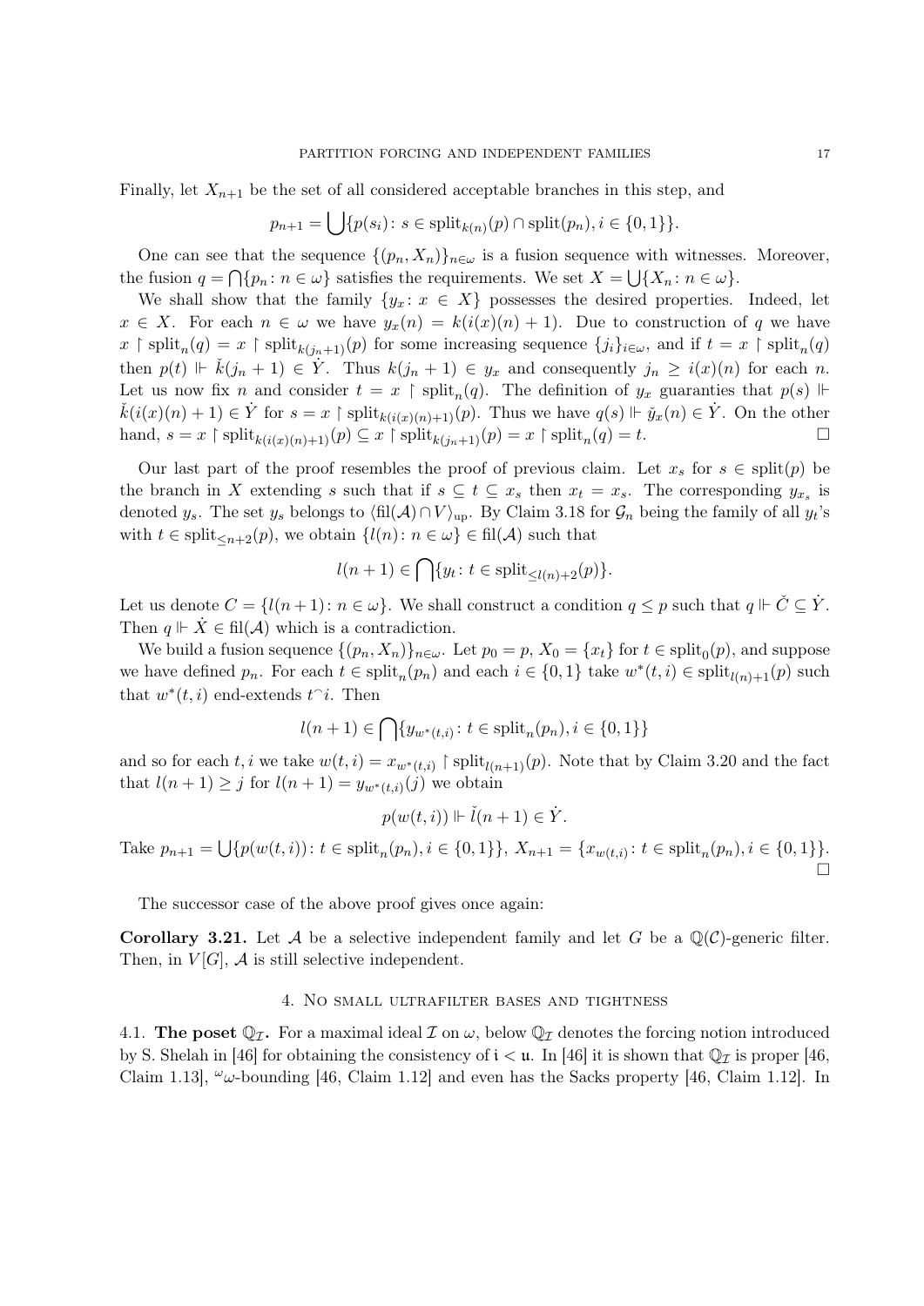Finally, let $X_{n+1}$ be the set of all considered acceptable branches in this step, and

$$p_{n+1} = \bigcup\{p(s_i) \colon s \in \mathrm{split}_{k(n)}(p) \cap \mathrm{split}(p_n), i \in \{0,1\}\}.$$

One can see that the sequence $\{(p_n, X_n)\}_{n\in\omega}$ is a fusion sequence with witnesses. Moreover, the fusion $q = \bigcap\{p_n \colon n \in \omega\}$ satisfies the requirements. We set $X = \bigcup\{X_n \colon n \in \omega\}$.

We shall show that the family $\{y_x \colon x \in X\}$ possesses the desired properties. Indeed, let $x \in X$. For each $n \in \omega$ we have $y_x(n) = k(i(x)(n)+1)$. Due to construction of $q$ we have $x \restriction \mathrm{split}_n(q) = x \restriction \mathrm{split}_{k(j_n+1)}(p)$ for some increasing sequence $\{j_i\}_{i\in\omega}$, and if $t = x \restriction \mathrm{split}_n(q)$ then $p(t) \Vdash \check{k}(j_n+1) \in \dot{Y}$. Thus $k(j_n+1) \in y_x$ and consequently $j_n \geq i(x)(n)$ for each $n$. Let us now fix $n$ and consider $t = x \restriction \mathrm{split}_n(q)$. The definition of $y_x$ guaranties that $p(s) \Vdash \check{k}(i(x)(n)+1) \in \dot{Y}$ for $s = x \restriction \mathrm{split}_{k(i(x)(n)+1)}(p)$. Thus we have $q(s) \Vdash \check{y}_x(n) \in \dot{Y}$. On the other hand, $s = x \restriction \mathrm{split}_{k(i(x)(n)+1)}(p) \subseteq x \restriction \mathrm{split}_{k(j_n+1)}(p) = x \restriction \mathrm{split}_n(q) = t$. $\square$

Our last part of the proof resembles the proof of previous claim. Let $x_s$ for $s \in \mathrm{split}(p)$ be the branch in $X$ extending $s$ such that if $s \subseteq t \subseteq x_s$ then $x_t = x_s$. The corresponding $y_{x_s}$ is denoted $y_s$. The set $y_s$ belongs to $\langle \mathrm{fil}(\mathcal{A}) \cap V \rangle_{\mathrm{up}}$. By Claim 3.18 for $\mathcal{G}_n$ being the family of all $y_t$'s with $t \in \mathrm{split}_{\leq n+2}(p)$, we obtain $\{l(n) \colon n \in \omega\} \in \mathrm{fil}(\mathcal{A})$ such that

$$l(n+1) \in \bigcap\{y_t \colon t \in \mathrm{split}_{\leq l(n)+2}(p)\}.$$

Let us denote $C = \{l(n+1) \colon n \in \omega\}$. We shall construct a condition $q \leq p$ such that $q \Vdash \check{C} \subseteq \dot{Y}$. Then $q \Vdash \dot{X} \in \mathrm{fil}(\mathcal{A})$ which is a contradiction.

We build a fusion sequence $\{(p_n, X_n)\}_{n\in\omega}$. Let $p_0 = p$, $X_0 = \{x_t\}$ for $t \in \mathrm{split}_0(p)$, and suppose we have defined $p_n$. For each $t \in \mathrm{split}_n(p_n)$ and each $i \in \{0,1\}$ take $w^*(t,i) \in \mathrm{split}_{l(n)+1}(p)$ such that $w^*(t,i)$ end-extends $t^\frown i$. Then

$$l(n+1) \in \bigcap\{y_{w^*(t,i)} \colon t \in \mathrm{split}_n(p_n), i \in \{0,1\}\}$$

and so for each $t, i$ we take $w(t,i) = x_{w^*(t,i)} \restriction \mathrm{split}_{l(n+1)}(p)$. Note that by Claim 3.20 and the fact that $l(n+1) \geq j$ for $l(n+1) = y_{w^*(t,i)}(j)$ we obtain

$$p(w(t,i)) \Vdash \check{l}(n+1) \in \dot{Y}.$$

Take $p_{n+1} = \bigcup\{p(w(t,i)) \colon t \in \mathrm{split}_n(p_n), i \in \{0,1\}\}$, $X_{n+1} = \{x_{w(t,i)} \colon t \in \mathrm{split}_n(p_n), i \in \{0,1\}\}$. $\square$

The successor case of the above proof gives once again:

**Corollary 3.21.** Let $\mathcal{A}$ be a selective independent family and let $G$ be a $\mathbb{Q}(\mathcal{C})$-generic filter. Then, in $V[G]$, $\mathcal{A}$ is still selective independent.

## 4. No small ultrafilter bases and tightness

4.1. **The poset $\mathbb{Q}_\mathcal{I}$.** For a maximal ideal $\mathcal{I}$ on $\omega$, below $\mathbb{Q}_\mathcal{I}$ denotes the forcing notion introduced by S. Shelah in [46] for obtaining the consistency of $\mathfrak{i} < \mathfrak{u}$. In [46] it is shown that $\mathbb{Q}_\mathcal{I}$ is proper [46, Claim 1.13], ${}^\omega\omega$-bounding [46, Claim 1.12] and even has the Sacks property [46, Claim 1.12]. In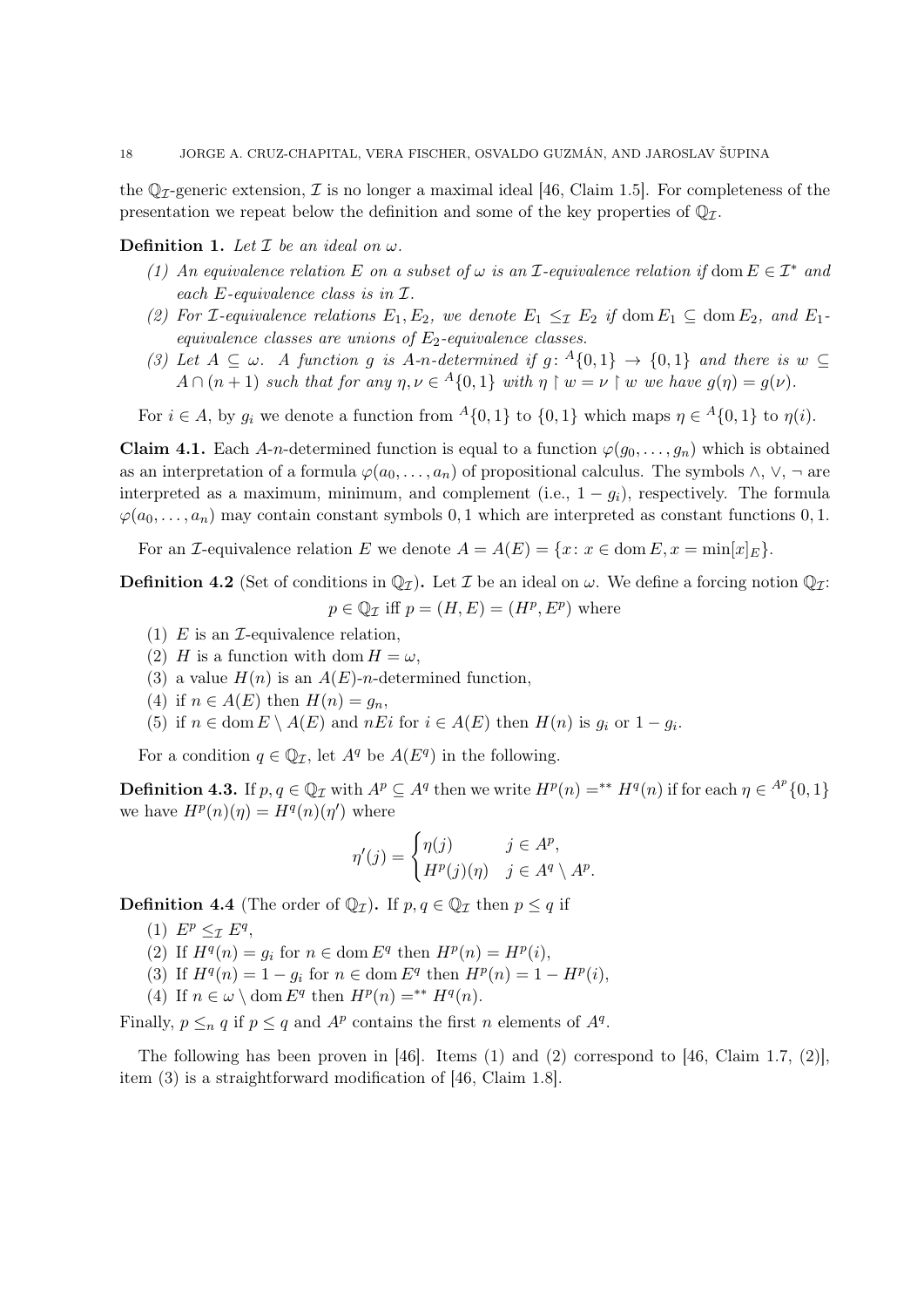the $\mathbb{Q}_{\mathcal{I}}$-generic extension, $\mathcal{I}$ is no longer a maximal ideal [46, Claim 1.5]. For completeness of the presentation we repeat below the definition and some of the key properties of $\mathbb{Q}_{\mathcal{I}}$.

**Definition 1.** *Let $\mathcal{I}$ be an ideal on $\omega$.*

*(1) An equivalence relation $E$ on a subset of $\omega$ is an $\mathcal{I}$-equivalence relation if $\operatorname{dom} E \in \mathcal{I}^*$ and each $E$-equivalence class is in $\mathcal{I}$.*

*(2) For $\mathcal{I}$-equivalence relations $E_1, E_2$, we denote $E_1 \leq_{\mathcal{I}} E_2$ if $\operatorname{dom} E_1 \subseteq \operatorname{dom} E_2$, and $E_1$-equivalence classes are unions of $E_2$-equivalence classes.*

*(3) Let $A \subseteq \omega$. A function $g$ is $A$-$n$-determined if $g\colon {}^{A}\{0,1\} \to \{0,1\}$ and there is $w \subseteq A \cap (n+1)$ such that for any $\eta, \nu \in {}^{A}\{0,1\}$ with $\eta \restriction w = \nu \restriction w$ we have $g(\eta) = g(\nu)$.*

For $i \in A$, by $g_i$ we denote a function from ${}^{A}\{0,1\}$ to $\{0,1\}$ which maps $\eta \in {}^{A}\{0,1\}$ to $\eta(i)$.

**Claim 4.1.** Each $A$-$n$-determined function is equal to a function $\varphi(g_0, \dots, g_n)$ which is obtained as an interpretation of a formula $\varphi(a_0, \dots, a_n)$ of propositional calculus. The symbols $\wedge$, $\vee$, $\neg$ are interpreted as a maximum, minimum, and complement (i.e., $1 - g_i$), respectively. The formula $\varphi(a_0, \dots, a_n)$ may contain constant symbols $0, 1$ which are interpreted as constant functions $0, 1$.

For an $\mathcal{I}$-equivalence relation $E$ we denote $A = A(E) = \{x\colon x \in \operatorname{dom} E, x = \min[x]_E\}$.

**Definition 4.2** (Set of conditions in $\mathbb{Q}_{\mathcal{I}}$)**.** Let $\mathcal{I}$ be an ideal on $\omega$. We define a forcing notion $\mathbb{Q}_{\mathcal{I}}$:

$$p \in \mathbb{Q}_{\mathcal{I}} \text{ iff } p = (H, E) = (H^p, E^p) \text{ where}$$

(1) $E$ is an $\mathcal{I}$-equivalence relation,

(2) $H$ is a function with $\operatorname{dom} H = \omega$,

(3) a value $H(n)$ is an $A(E)$-$n$-determined function,

(4) if $n \in A(E)$ then $H(n) = g_n$,

(5) if $n \in \operatorname{dom} E \setminus A(E)$ and $nEi$ for $i \in A(E)$ then $H(n)$ is $g_i$ or $1 - g_i$.

For a condition $q \in \mathbb{Q}_{\mathcal{I}}$, let $A^q$ be $A(E^q)$ in the following.

**Definition 4.3.** If $p, q \in \mathbb{Q}_{\mathcal{I}}$ with $A^p \subseteq A^q$ then we write $H^p(n) =^{**} H^q(n)$ if for each $\eta \in {}^{A^p}\{0,1\}$ we have $H^p(n)(\eta) = H^q(n)(\eta')$ where

$$\eta'(j) = \begin{cases} \eta(j) & j \in A^p, \\ H^p(j)(\eta) & j \in A^q \setminus A^p. \end{cases}$$

**Definition 4.4** (The order of $\mathbb{Q}_{\mathcal{I}}$)**.** If $p, q \in \mathbb{Q}_{\mathcal{I}}$ then $p \leq q$ if

(1) $E^p \leq_{\mathcal{I}} E^q$,

(2) If $H^q(n) = g_i$ for $n \in \operatorname{dom} E^q$ then $H^p(n) = H^p(i)$,

(3) If $H^q(n) = 1 - g_i$ for $n \in \operatorname{dom} E^q$ then $H^p(n) = 1 - H^p(i)$,

(4) If $n \in \omega \setminus \operatorname{dom} E^q$ then $H^p(n) =^{**} H^q(n)$.

Finally, $p \leq_n q$ if $p \leq q$ and $A^p$ contains the first $n$ elements of $A^q$.

The following has been proven in [46]. Items (1) and (2) correspond to [46, Claim 1.7, (2)], item (3) is a straightforward modification of [46, Claim 1.8].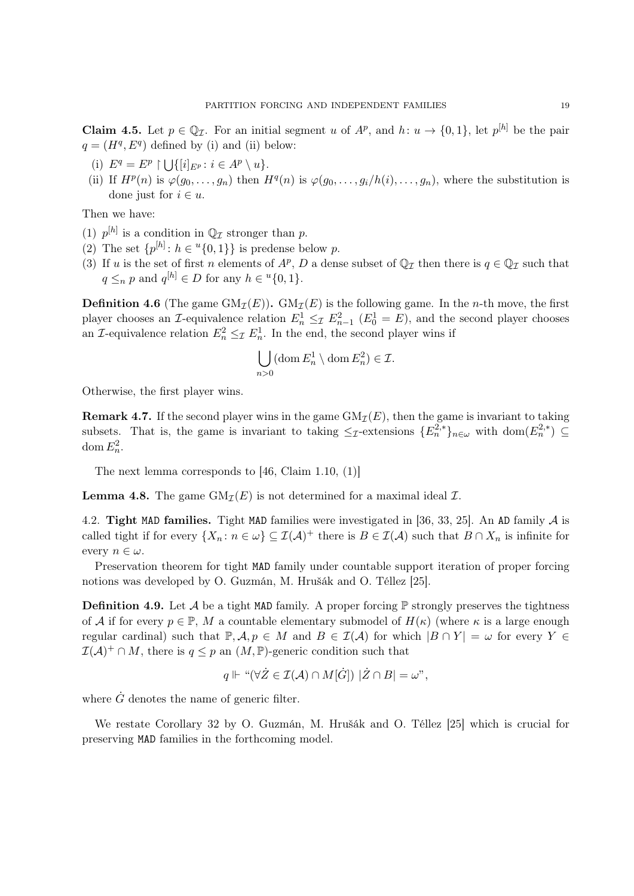**Claim 4.5.** Let $p \in \mathbb{Q}_\mathcal{I}$. For an initial segment $u$ of $A^p$, and $h\colon u \to \{0,1\}$, let $p^{[h]}$ be the pair $q = (H^q, E^q)$ defined by (i) and (ii) below:

- (i) $E^q = E^p \restriction \bigcup\{[i]_{E^p} : i \in A^p \setminus u\}$.
- (ii) If $H^p(n)$ is $\varphi(g_0, \ldots, g_n)$ then $H^q(n)$ is $\varphi(g_0, \ldots, g_i/h(i), \ldots, g_n)$, where the substitution is done just for $i \in u$.

Then we have:

1. $p^{[h]}$ is a condition in $\mathbb{Q}_\mathcal{I}$ stronger than $p$.
2. The set $\{p^{[h]} : h \in {}^u\{0,1\}\}$ is predense below $p$.
3. If $u$ is the set of first $n$ elements of $A^p$, $D$ a dense subset of $\mathbb{Q}_\mathcal{I}$ then there is $q \in \mathbb{Q}_\mathcal{I}$ such that $q \leq_n p$ and $q^{[h]} \in D$ for any $h \in {}^u\{0,1\}$.

**Definition 4.6** (The game $\mathrm{GM}_\mathcal{I}(E)$)**.** $\mathrm{GM}_\mathcal{I}(E)$ is the following game. In the $n$-th move, the first player chooses an $\mathcal{I}$-equivalence relation $E^1_n \leq_\mathcal{I} E^2_{n-1}$ ($E^1_0 = E$), and the second player chooses an $\mathcal{I}$-equivalence relation $E^2_n \leq_\mathcal{I} E^1_n$. In the end, the second player wins if

$$\bigcup_{n>0} (\operatorname{dom} E^1_n \setminus \operatorname{dom} E^2_n) \in \mathcal{I}.$$

Otherwise, the first player wins.

**Remark 4.7.** If the second player wins in the game $\mathrm{GM}_\mathcal{I}(E)$, then the game is invariant to taking subsets. That is, the game is invariant to taking $\leq_\mathcal{I}$-extensions $\{E^{2,*}_n\}_{n\in\omega}$ with $\operatorname{dom}(E^{2,*}_n) \subseteq \operatorname{dom} E^2_n$.

The next lemma corresponds to [46, Claim 1.10, (1)]

**Lemma 4.8.** The game $\mathrm{GM}_\mathcal{I}(E)$ is not determined for a maximal ideal $\mathcal{I}$.

## 4.2. Tight MAD families.

Tight MAD families were investigated in [36, 33, 25]. An AD family $\mathcal{A}$ is called tight if for every $\{X_n : n \in \omega\} \subseteq \mathcal{I}(\mathcal{A})^+$ there is $B \in \mathcal{I}(\mathcal{A})$ such that $B \cap X_n$ is infinite for every $n \in \omega$.

Preservation theorem for tight MAD family under countable support iteration of proper forcing notions was developed by O. Guzmán, M. Hrušák and O. Téllez [25].

**Definition 4.9.** Let $\mathcal{A}$ be a tight MAD family. A proper forcing $\mathbb{P}$ strongly preserves the tightness of $\mathcal{A}$ if for every $p \in \mathbb{P}$, $M$ a countable elementary submodel of $H(\kappa)$ (where $\kappa$ is a large enough regular cardinal) such that $\mathbb{P}, \mathcal{A}, p \in M$ and $B \in \mathcal{I}(\mathcal{A})$ for which $|B \cap Y| = \omega$ for every $Y \in \mathcal{I}(\mathcal{A})^+ \cap M$, there is $q \leq p$ an $(M, \mathbb{P})$-generic condition such that

$$q \Vdash \text{“}(\forall \dot{Z} \in \mathcal{I}(\mathcal{A}) \cap M[\dot{G}])\ |\dot{Z} \cap B| = \omega\text{”},$$

where $\dot{G}$ denotes the name of generic filter.

We restate Corollary 32 by O. Guzmán, M. Hrušák and O. Téllez [25] which is crucial for preserving MAD families in the forthcoming model.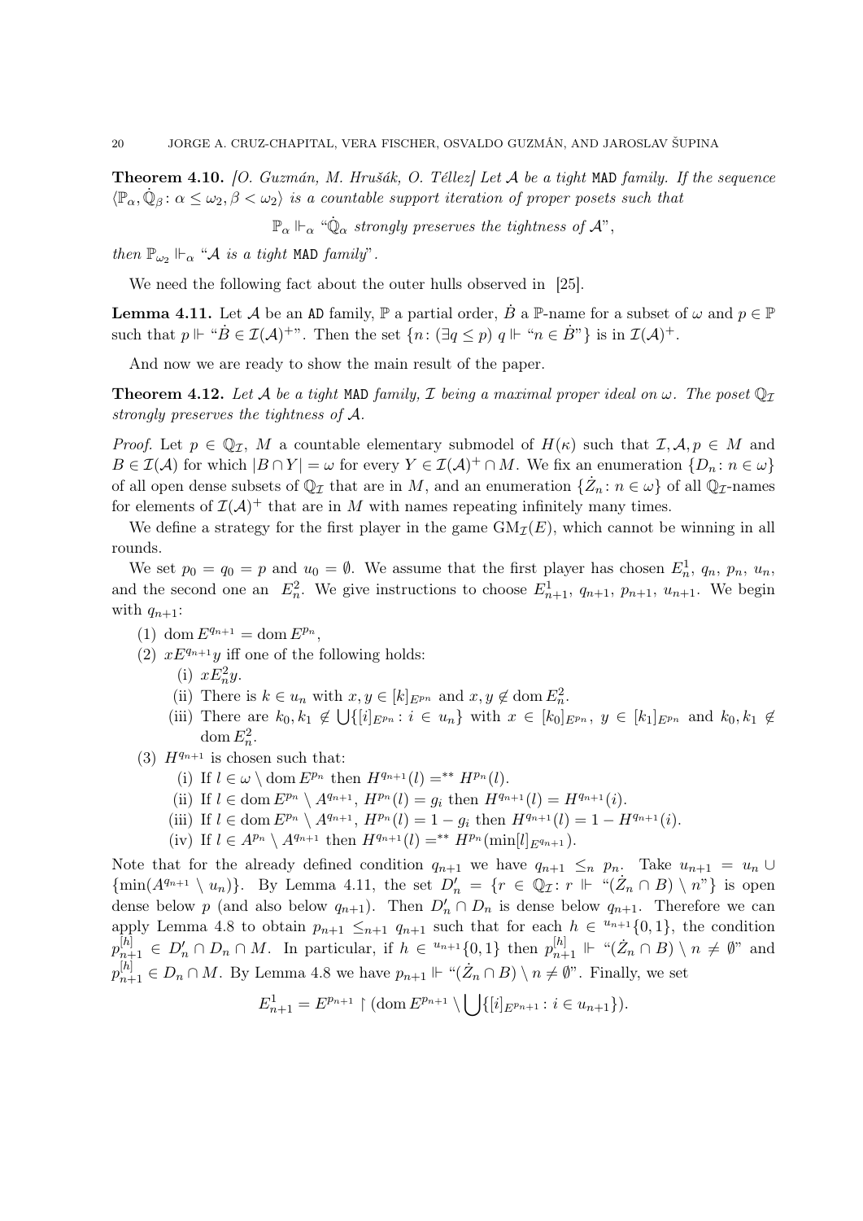**Theorem 4.10.** *[O. Guzmán, M. Hrušák, O. Téllez] Let $\mathcal{A}$ be a tight* MAD *family. If the sequence $\langle \mathbb{P}_\alpha, \dot{\mathbb{Q}}_\beta \colon \alpha \leq \omega_2, \beta < \omega_2 \rangle$ is a countable support iteration of proper posets such that*

$$\mathbb{P}_\alpha \Vdash_\alpha \text{"}\dot{\mathbb{Q}}_\alpha \text{ strongly preserves the tightness of } \mathcal{A}\text{"},$$

*then $\mathbb{P}_{\omega_2} \Vdash_\alpha$ "$\mathcal{A}$ is a tight* MAD *family".*

We need the following fact about the outer hulls observed in [25].

**Lemma 4.11.** Let $\mathcal{A}$ be an AD family, $\mathbb{P}$ a partial order, $\dot{B}$ a $\mathbb{P}$-name for a subset of $\omega$ and $p \in \mathbb{P}$ such that $p \Vdash$ "$\dot{B} \in \mathcal{I}(\mathcal{A})^+$". Then the set $\{n \colon (\exists q \leq p)\ q \Vdash \text{"}n \in \dot{B}\text{"}\}$ is in $\mathcal{I}(\mathcal{A})^+$.

And now we are ready to show the main result of the paper.

**Theorem 4.12.** *Let $\mathcal{A}$ be a tight* MAD *family, $\mathcal{I}$ being a maximal proper ideal on $\omega$. The poset $\mathbb{Q}_\mathcal{I}$ strongly preserves the tightness of $\mathcal{A}$.*

*Proof.* Let $p \in \mathbb{Q}_\mathcal{I}$, $M$ a countable elementary submodel of $H(\kappa)$ such that $\mathcal{I}, \mathcal{A}, p \in M$ and $B \in \mathcal{I}(\mathcal{A})$ for which $|B \cap Y| = \omega$ for every $Y \in \mathcal{I}(\mathcal{A})^+ \cap M$. We fix an enumeration $\{D_n \colon n \in \omega\}$ of all open dense subsets of $\mathbb{Q}_\mathcal{I}$ that are in $M$, and an enumeration $\{\dot{Z}_n \colon n \in \omega\}$ of all $\mathbb{Q}_\mathcal{I}$-names for elements of $\mathcal{I}(\mathcal{A})^+$ that are in $M$ with names repeating infinitely many times.

We define a strategy for the first player in the game $\mathrm{GM}_\mathcal{I}(E)$, which cannot be winning in all rounds.

We set $p_0 = q_0 = p$ and $u_0 = \emptyset$. We assume that the first player has chosen $E^1_n$, $q_n$, $p_n$, $u_n$, and the second one an $E^2_n$. We give instructions to choose $E^1_{n+1}$, $q_{n+1}$, $p_{n+1}$, $u_{n+1}$. We begin with $q_{n+1}$:

1. $\operatorname{dom} E^{q_{n+1}} = \operatorname{dom} E^{p_n}$,
2. $x E^{q_{n+1}} y$ iff one of the following holds:
   - (i) $x E^2_n y$.
   - (ii) There is $k \in u_n$ with $x, y \in [k]_{E^{p_n}}$ and $x, y \notin \operatorname{dom} E^2_n$.
   - (iii) There are $k_0, k_1 \notin \bigcup\{[i]_{E^{p_n}} \colon i \in u_n\}$ with $x \in [k_0]_{E^{p_n}}$, $y \in [k_1]_{E^{p_n}}$ and $k_0, k_1 \notin \operatorname{dom} E^2_n$.
3. $H^{q_{n+1}}$ is chosen such that:
   - (i) If $l \in \omega \setminus \operatorname{dom} E^{p_n}$ then $H^{q_{n+1}}(l) =^{**} H^{p_n}(l)$.
   - (ii) If $l \in \operatorname{dom} E^{p_n} \setminus A^{q_{n+1}}$, $H^{p_n}(l) = g_i$ then $H^{q_{n+1}}(l) = H^{q_{n+1}}(i)$.
   - (iii) If $l \in \operatorname{dom} E^{p_n} \setminus A^{q_{n+1}}$, $H^{p_n}(l) = 1 - g_i$ then $H^{q_{n+1}}(l) = 1 - H^{q_{n+1}}(i)$.
   - (iv) If $l \in A^{p_n} \setminus A^{q_{n+1}}$ then $H^{q_{n+1}}(l) =^{**} H^{p_n}(\min[l]_{E^{q_{n+1}}})$.

Note that for the already defined condition $q_{n+1}$ we have $q_{n+1} \leq_n p_n$. Take $u_{n+1} = u_n \cup \{\min(A^{q_{n+1}} \setminus u_n)\}$. By Lemma 4.11, the set $D'_n = \{r \in \mathbb{Q}_\mathcal{I} \colon r \Vdash \text{"}(\dot{Z}_n \cap B) \setminus n\text{"}\}$ is open dense below $p$ (and also below $q_{n+1}$). Then $D'_n \cap D_n$ is dense below $q_{n+1}$. Therefore we can apply Lemma 4.8 to obtain $p_{n+1} \leq_{n+1} q_{n+1}$ such that for each $h \in {}^{u_{n+1}}\{0,1\}$, the condition $p^{[h]}_{n+1} \in D'_n \cap D_n \cap M$. In particular, if $h \in {}^{u_{n+1}}\{0,1\}$ then $p^{[h]}_{n+1} \Vdash$ "$(\dot{Z}_n \cap B) \setminus n \neq \emptyset$" and $p^{[h]}_{n+1} \in D_n \cap M$. By Lemma 4.8 we have $p_{n+1} \Vdash$ "$(\dot{Z}_n \cap B) \setminus n \neq \emptyset$". Finally, we set

$$E^1_{n+1} = E^{p_{n+1}} \restriction (\operatorname{dom} E^{p_{n+1}} \setminus \bigcup\{[i]_{E^{p_{n+1}}} \colon i \in u_{n+1}\}).$$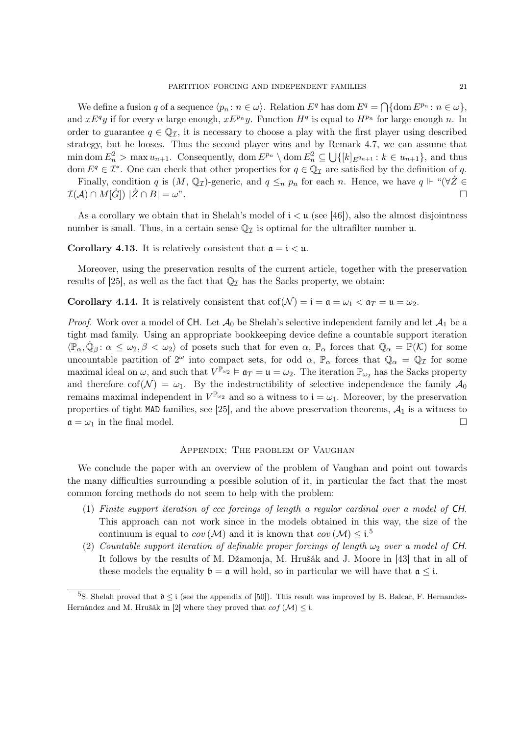We define a fusion $q$ of a sequence $\langle p_n : n \in \omega\rangle$. Relation $E^q$ has $\operatorname{dom} E^q = \bigcap\{\operatorname{dom} E^{p_n} : n \in \omega\}$, and $xE^q y$ if for every $n$ large enough, $xE^{p_n}y$. Function $H^q$ is equal to $H^{p_n}$ for large enough $n$. In order to guarantee $q \in \mathbb{Q}_{\mathcal{I}}$, it is necessary to choose a play with the first player using described strategy, but he looses. Thus the second player wins and by Remark 4.7, we can assume that $\min \operatorname{dom} E^2_n > \max u_{n+1}$. Consequently, $\operatorname{dom} E^{p_n} \setminus \operatorname{dom} E^2_n \subseteq \bigcup\{[k]_{E^{q_{n+1}}} : k \in u_{n+1}\}$, and thus $\operatorname{dom} E^q \in \mathcal{I}^*$. One can check that other properties for $q \in \mathbb{Q}_{\mathcal{I}}$ are satisfied by the definition of $q$.

Finally, condition $q$ is $(M, \mathbb{Q}_{\mathcal{I}})$-generic, and $q \leq_n p_n$ for each $n$. Hence, we have $q \Vdash$ "$(\forall \dot{Z} \in \mathcal{I}(\mathcal{A}) \cap M[\dot{G}])\ |\dot{Z} \cap B| = \omega$". $\square$

As a corollary we obtain that in Shelah's model of $\mathfrak{i} < \mathfrak{u}$ (see [46]), also the almost disjointness number is small. Thus, in a certain sense $\mathbb{Q}_{\mathcal{I}}$ is optimal for the ultrafilter number $\mathfrak{u}$.

**Corollary 4.13.** It is relatively consistent that $\mathfrak{a} = \mathfrak{i} < \mathfrak{u}$.

Moreover, using the preservation results of the current article, together with the preservation results of [25], as well as the fact that $\mathbb{Q}_{\mathcal{I}}$ has the Sacks property, we obtain:

**Corollary 4.14.** It is relatively consistent that $\operatorname{cof}(\mathcal{N}) = \mathfrak{i} = \mathfrak{a} = \omega_1 < \mathfrak{a}_T = \mathfrak{u} = \omega_2$.

*Proof.* Work over a model of CH. Let $\mathcal{A}_0$ be Shelah's selective independent family and let $\mathcal{A}_1$ be a tight mad family. Using an appropriate bookkeeping device define a countable support iteration $\langle \mathbb{P}_\alpha, \dot{\mathbb{Q}}_\beta : \alpha \leq \omega_2, \beta < \omega_2\rangle$ of posets such that for even $\alpha$, $\mathbb{P}_\alpha$ forces that $\mathbb{Q}_\alpha = \mathbb{P}(\mathcal{K})$ for some uncountable partition of $2^\omega$ into compact sets, for odd $\alpha$, $\mathbb{P}_\alpha$ forces that $\mathbb{Q}_\alpha = \mathbb{Q}_{\mathcal{I}}$ for some maximal ideal on $\omega$, and such that $V^{\mathbb{P}_{\omega_2}} \vDash \mathfrak{a}_T = \mathfrak{u} = \omega_2$. The iteration $\mathbb{P}_{\omega_2}$ has the Sacks property and therefore $\operatorname{cof}(\mathcal{N}) = \omega_1$. By the indestructibility of selective independence the family $\mathcal{A}_0$ remains maximal independent in $V^{\mathbb{P}_{\omega_2}}$ and so a witness to $\mathfrak{i} = \omega_1$. Moreover, by the preservation properties of tight MAD families, see [25], and the above preservation theorems, $\mathcal{A}_1$ is a witness to $\mathfrak{a} = \omega_1$ in the final model. $\square$

## Appendix: The problem of Vaughan

We conclude the paper with an overview of the problem of Vaughan and point out towards the many difficulties surrounding a possible solution of it, in particular the fact that the most common forcing methods do not seem to help with the problem:

1. *Finite support iteration of ccc forcings of length a regular cardinal over a model of CH.* This approach can not work since in the models obtained in this way, the size of the continuum is equal to $cov(\mathcal{M})$ and it is known that $cov(\mathcal{M}) \leq \mathfrak{i}$.[5]
2. *Countable support iteration of definable proper forcings of length $\omega_2$ over a model of CH.* It follows by the results of M. Džamonja, M. Hrušák and J. Moore in [43] that in all of these models the equality $\mathfrak{b} = \mathfrak{a}$ will hold, so in particular we will have that $\mathfrak{a} \leq \mathfrak{i}$.

[5] S. Shelah proved that $\mathfrak{d} \leq \mathfrak{i}$ (see the appendix of [50]). This result was improved by B. Balcar, F. Hernandez-Hernández and M. Hrušák in [2] where they proved that $cof(\mathcal{M}) \leq \mathfrak{i}$.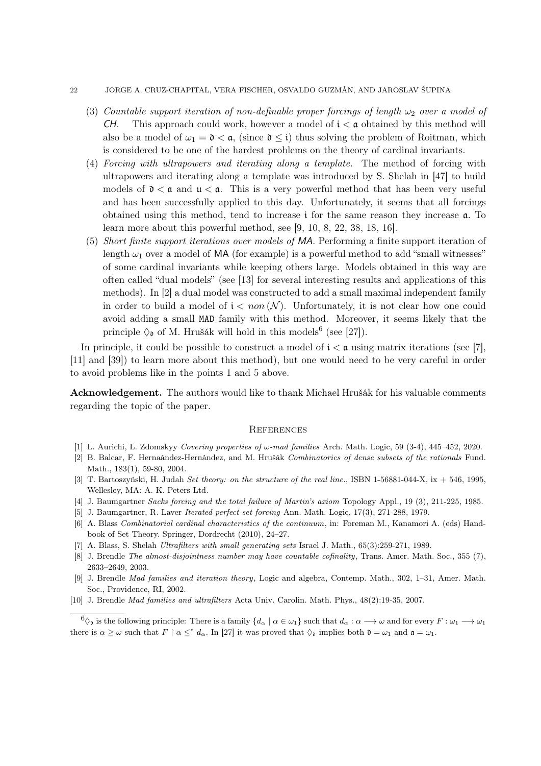(3) *Countable support iteration of non-definable proper forcings of length $\omega_2$ over a model of CH.* This approach could work, however a model of $\mathfrak{i} < \mathfrak{a}$ obtained by this method will also be a model of $\omega_1 = \mathfrak{d} < \mathfrak{a}$, (since $\mathfrak{d} \leq \mathfrak{i}$) thus solving the problem of Roitman, which is considered to be one of the hardest problems on the theory of cardinal invariants.

(4) *Forcing with ultrapowers and iterating along a template.* The method of forcing with ultrapowers and iterating along a template was introduced by S. Shelah in [47] to build models of $\mathfrak{d} < \mathfrak{a}$ and $\mathfrak{u} < \mathfrak{a}$. This is a very powerful method that has been very useful and has been successfully applied to this day. Unfortunately, it seems that all forcings obtained using this method, tend to increase $\mathfrak{i}$ for the same reason they increase $\mathfrak{a}$. To learn more about this powerful method, see [9, 10, 8, 22, 38, 18, 16].

(5) *Short finite support iterations over models of MA.* Performing a finite support iteration of length $\omega_1$ over a model of MA (for example) is a powerful method to add "small witnesses" of some cardinal invariants while keeping others large. Models obtained in this way are often called "dual models" (see [13] for several interesting results and applications of this methods). In [2] a dual model was constructed to add a small maximal independent family in order to build a model of $\mathfrak{i} < non(\mathcal{N})$. Unfortunately, it is not clear how one could avoid adding a small MAD family with this method. Moreover, it seems likely that the principle $\diamondsuit_{\mathfrak{d}}$ of M. Hrušák will hold in this models[6] (see [27]).

In principle, it could be possible to construct a model of $\mathfrak{i} < \mathfrak{a}$ using matrix iterations (see [7], [11] and [39]) to learn more about this method), but one would need to be very careful in order to avoid problems like in the points 1 and 5 above.

**Acknowledgement.** The authors would like to thank Michael Hrušák for his valuable comments regarding the topic of the paper.

## References

[1] L. Aurichi, L. Zdomskyy *Covering properties of $\omega$-mad families* Arch. Math. Logic, 59 (3-4), 445–452, 2020.

[2] B. Balcar, F. Hernaández-Hernández, and M. Hrušák *Combinatorics of dense subsets of the rationals* Fund. Math., 183(1), 59-80, 2004.

[3] T. Bartoszyński, H. Judah *Set theory: on the structure of the real line.*, ISBN 1-56881-044-X, ix + 546, 1995, Wellesley, MA: A. K. Peters Ltd.

[4] J. Baumgartner *Sacks forcing and the total failure of Martin's axiom* Topology Appl., 19 (3), 211-225, 1985.

[5] J. Baumgartner, R. Laver *Iterated perfect-set forcing* Ann. Math. Logic, 17(3), 271-288, 1979.

[6] A. Blass *Combinatorial cardinal characteristics of the continuum*, in: Foreman M., Kanamori A. (eds) Handbook of Set Theory. Springer, Dordrecht (2010), 24–27.

[7] A. Blass, S. Shelah *Ultrafilters with small generating sets* Israel J. Math., 65(3):259-271, 1989.

[8] J. Brendle *The almost-disjointness number may have countable cofinality*, Trans. Amer. Math. Soc., 355 (7), 2633–2649, 2003.

[9] J. Brendle *Mad families and iteration theory*, Logic and algebra, Contemp. Math., 302, 1–31, Amer. Math. Soc., Providence, RI, 2002.

[10] J. Brendle *Mad families and ultrafilters* Acta Univ. Carolin. Math. Phys., 48(2):19-35, 2007.

[6] $\diamondsuit_{\mathfrak{d}}$ is the following principle: There is a family $\{d_\alpha \mid \alpha \in \omega_1\}$ such that $d_\alpha : \alpha \longrightarrow \omega$ and for every $F : \omega_1 \longrightarrow \omega_1$ there is $\alpha \geq \omega$ such that $F \upharpoonright \alpha \leq^* d_\alpha$. In [27] it was proved that $\diamondsuit_{\mathfrak{d}}$ implies both $\mathfrak{d} = \omega_1$ and $\mathfrak{a} = \omega_1$.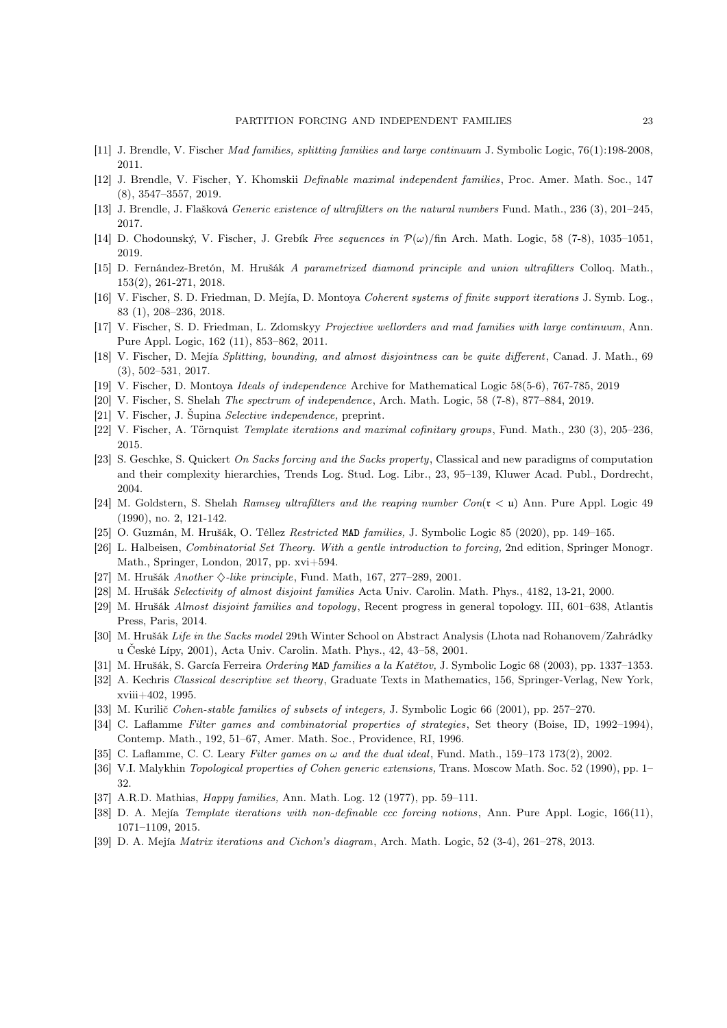[11] J. Brendle, V. Fischer *Mad families, splitting families and large continuum* J. Symbolic Logic, 76(1):198-2008, 2011.

[12] J. Brendle, V. Fischer, Y. Khomskii *Definable maximal independent families*, Proc. Amer. Math. Soc., 147 (8), 3547–3557, 2019.

[13] J. Brendle, J. Flašková *Generic existence of ultrafilters on the natural numbers* Fund. Math., 236 (3), 201–245, 2017.

[14] D. Chodounský, V. Fischer, J. Grebík *Free sequences in $\mathcal{P}(\omega)/\text{fin}$* Arch. Math. Logic, 58 (7-8), 1035–1051, 2019.

[15] D. Fernández-Bretón, M. Hrušák *A parametrized diamond principle and union ultrafilters* Colloq. Math., 153(2), 261-271, 2018.

[16] V. Fischer, S. D. Friedman, D. Mejía, D. Montoya *Coherent systems of finite support iterations* J. Symb. Log., 83 (1), 208–236, 2018.

[17] V. Fischer, S. D. Friedman, L. Zdomskyy *Projective wellorders and mad families with large continuum*, Ann. Pure Appl. Logic, 162 (11), 853–862, 2011.

[18] V. Fischer, D. Mejía *Splitting, bounding, and almost disjointness can be quite different*, Canad. J. Math., 69 (3), 502–531, 2017.

[19] V. Fischer, D. Montoya *Ideals of independence* Archive for Mathematical Logic 58(5-6), 767-785, 2019

[20] V. Fischer, S. Shelah *The spectrum of independence*, Arch. Math. Logic, 58 (7-8), 877–884, 2019.

[21] V. Fischer, J. Šupina *Selective independence,* preprint.

[22] V. Fischer, A. Törnquist *Template iterations and maximal cofinitary groups*, Fund. Math., 230 (3), 205–236, 2015.

[23] S. Geschke, S. Quickert *On Sacks forcing and the Sacks property*, Classical and new paradigms of computation and their complexity hierarchies, Trends Log. Stud. Log. Libr., 23, 95–139, Kluwer Acad. Publ., Dordrecht, 2004.

[24] M. Goldstern, S. Shelah *Ramsey ultrafilters and the reaping number $Con(\mathfrak{r} < \mathfrak{u})$* Ann. Pure Appl. Logic 49 (1990), no. 2, 121-142.

[25] O. Guzmán, M. Hrušák, O. Téllez *Restricted* MAD *families,* J. Symbolic Logic 85 (2020), pp. 149–165.

[26] L. Halbeisen, *Combinatorial Set Theory. With a gentle introduction to forcing,* 2nd edition, Springer Monogr. Math., Springer, London, 2017, pp. xvi+594.

[27] M. Hrušák *Another $\diamondsuit$-like principle*, Fund. Math, 167, 277–289, 2001.

[28] M. Hrušák *Selectivity of almost disjoint families* Acta Univ. Carolin. Math. Phys., 4182, 13-21, 2000.

[29] M. Hrušák *Almost disjoint families and topology*, Recent progress in general topology. III, 601–638, Atlantis Press, Paris, 2014.

[30] M. Hrušák *Life in the Sacks model* 29th Winter School on Abstract Analysis (Lhota nad Rohanovem/Zahrádky u České Lípy, 2001), Acta Univ. Carolin. Math. Phys., 42, 43–58, 2001.

[31] M. Hrušák, S. García Ferreira *Ordering* MAD *families a la Katětov,* J. Symbolic Logic 68 (2003), pp. 1337–1353.

[32] A. Kechris *Classical descriptive set theory*, Graduate Texts in Mathematics, 156, Springer-Verlag, New York, xviii+402, 1995.

[33] M. Kurilič *Cohen-stable families of subsets of integers,* J. Symbolic Logic 66 (2001), pp. 257–270.

[34] C. Laflamme *Filter games and combinatorial properties of strategies*, Set theory (Boise, ID, 1992–1994), Contemp. Math., 192, 51–67, Amer. Math. Soc., Providence, RI, 1996.

[35] C. Laflamme, C. C. Leary *Filter games on $\omega$ and the dual ideal*, Fund. Math., 159–173 173(2), 2002.

[36] V.I. Malykhin *Topological properties of Cohen generic extensions,* Trans. Moscow Math. Soc. 52 (1990), pp. 1–32.

[37] A.R.D. Mathias, *Happy families,* Ann. Math. Log. 12 (1977), pp. 59–111.

[38] D. A. Mejía *Template iterations with non-definable ccc forcing notions*, Ann. Pure Appl. Logic, 166(11), 1071–1109, 2015.

[39] D. A. Mejía *Matrix iterations and Cichon's diagram*, Arch. Math. Logic, 52 (3-4), 261–278, 2013.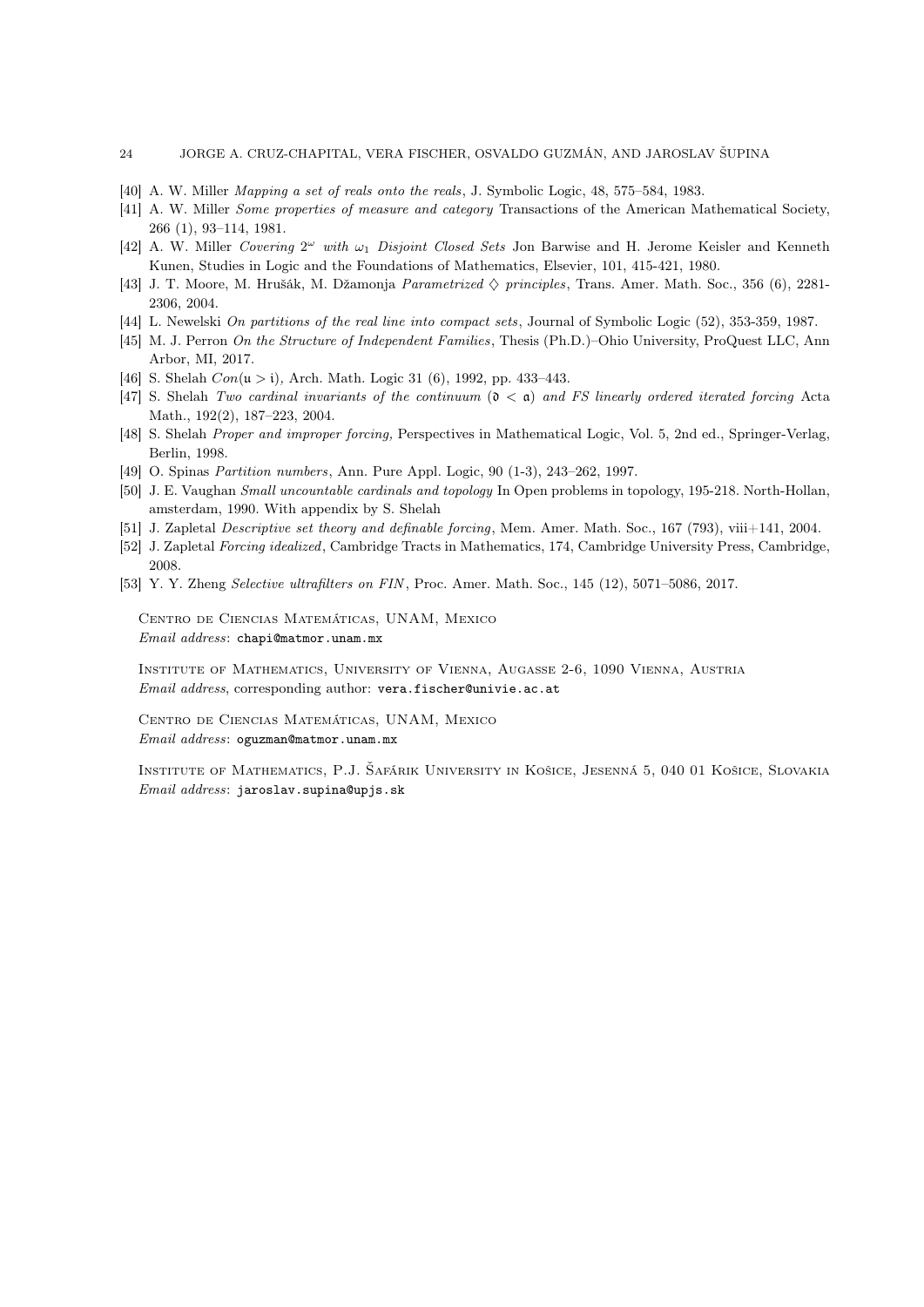[40] A. W. Miller *Mapping a set of reals onto the reals*, J. Symbolic Logic, 48, 575–584, 1983.

[41] A. W. Miller *Some properties of measure and category* Transactions of the American Mathematical Society, 266 (1), 93–114, 1981.

[42] A. W. Miller *Covering $2^\omega$ with $\omega_1$ Disjoint Closed Sets* Jon Barwise and H. Jerome Keisler and Kenneth Kunen, Studies in Logic and the Foundations of Mathematics, Elsevier, 101, 415-421, 1980.

[43] J. T. Moore, M. Hrušák, M. Džamonja *Parametrized $\diamondsuit$ principles*, Trans. Amer. Math. Soc., 356 (6), 2281-2306, 2004.

[44] L. Newelski *On partitions of the real line into compact sets*, Journal of Symbolic Logic (52), 353-359, 1987.

[45] M. J. Perron *On the Structure of Independent Families*, Thesis (Ph.D.)–Ohio University, ProQuest LLC, Ann Arbor, MI, 2017.

[46] S. Shelah *Con*$(\mathfrak{u} > \mathfrak{i})$, Arch. Math. Logic 31 (6), 1992, pp. 433–443.

[47] S. Shelah *Two cardinal invariants of the continuum* $(\mathfrak{d} < \mathfrak{a})$ *and FS linearly ordered iterated forcing* Acta Math., 192(2), 187–223, 2004.

[48] S. Shelah *Proper and improper forcing,* Perspectives in Mathematical Logic, Vol. 5, 2nd ed., Springer-Verlag, Berlin, 1998.

[49] O. Spinas *Partition numbers*, Ann. Pure Appl. Logic, 90 (1-3), 243–262, 1997.

[50] J. E. Vaughan *Small uncountable cardinals and topology* In Open problems in topology, 195-218. North-Hollan, amsterdam, 1990. With appendix by S. Shelah

[51] J. Zapletal *Descriptive set theory and definable forcing*, Mem. Amer. Math. Soc., 167 (793), viii+141, 2004.

[52] J. Zapletal *Forcing idealized*, Cambridge Tracts in Mathematics, 174, Cambridge University Press, Cambridge, 2008.

[53] Y. Y. Zheng *Selective ultrafilters on FIN*, Proc. Amer. Math. Soc., 145 (12), 5071–5086, 2017.

Centro de Ciencias Matemáticas, UNAM, Mexico
*Email address*: chapi@matmor.unam.mx

Institute of Mathematics, University of Vienna, Augasse 2-6, 1090 Vienna, Austria
*Email address*, corresponding author: vera.fischer@univie.ac.at

Centro de Ciencias Matemáticas, UNAM, Mexico
*Email address*: oguzman@matmor.unam.mx

Institute of Mathematics, P.J. Šafárik University in Košice, Jesenná 5, 040 01 Košice, Slovakia
*Email address*: jaroslav.supina@upjs.sk